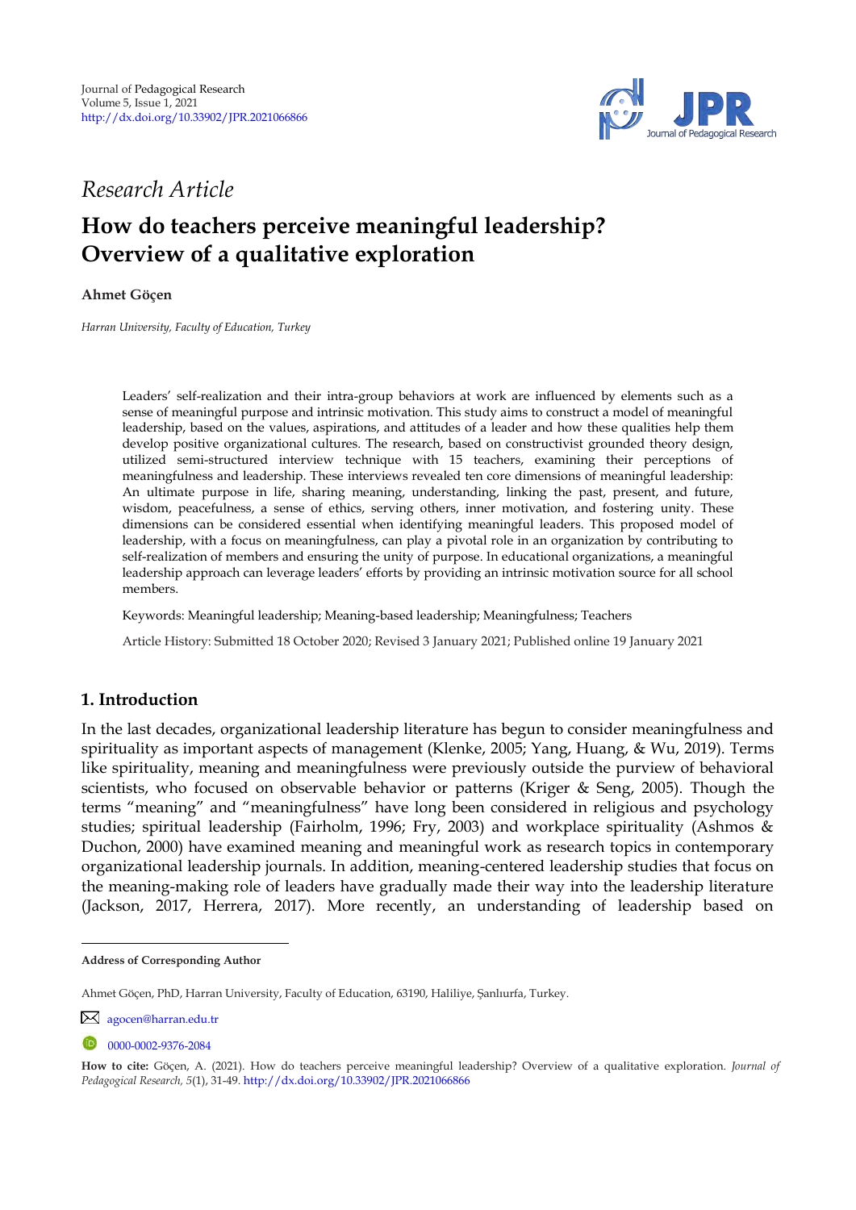Journal of Pedagogical Research
Volume 5, Issue 1, 2021
http://dx.doi.org/10.33902/JPR.2021066866

*Research Article*

# How do teachers perceive meaningful leadership? Overview of a qualitative exploration

**Ahmet Göçen**

*Harran University, Faculty of Education, Turkey*

Leaders' self-realization and their intra-group behaviors at work are influenced by elements such as a sense of meaningful purpose and intrinsic motivation. This study aims to construct a model of meaningful leadership, based on the values, aspirations, and attitudes of a leader and how these qualities help them develop positive organizational cultures. The research, based on constructivist grounded theory design, utilized semi-structured interview technique with 15 teachers, examining their perceptions of meaningfulness and leadership. These interviews revealed ten core dimensions of meaningful leadership: An ultimate purpose in life, sharing meaning, understanding, linking the past, present, and future, wisdom, peacefulness, a sense of ethics, serving others, inner motivation, and fostering unity. These dimensions can be considered essential when identifying meaningful leaders. This proposed model of leadership, with a focus on meaningfulness, can play a pivotal role in an organization by contributing to self-realization of members and ensuring the unity of purpose. In educational organizations, a meaningful leadership approach can leverage leaders' efforts by providing an intrinsic motivation source for all school members.

Keywords: Meaningful leadership; Meaning-based leadership; Meaningfulness; Teachers

Article History: Submitted 18 October 2020; Revised 3 January 2021; Published online 19 January 2021

## 1. Introduction

In the last decades, organizational leadership literature has begun to consider meaningfulness and spirituality as important aspects of management (Klenke, 2005; Yang, Huang, & Wu, 2019). Terms like spirituality, meaning and meaningfulness were previously outside the purview of behavioral scientists, who focused on observable behavior or patterns (Kriger & Seng, 2005). Though the terms "meaning" and "meaningfulness" have long been considered in religious and psychology studies; spiritual leadership (Fairholm, 1996; Fry, 2003) and workplace spirituality (Ashmos & Duchon, 2000) have examined meaning and meaningful work as research topics in contemporary organizational leadership journals. In addition, meaning-centered leadership studies that focus on the meaning-making role of leaders have gradually made their way into the leadership literature (Jackson, 2017, Herrera, 2017). More recently, an understanding of leadership based on

---

**Address of Corresponding Author**

Ahmet Göçen, PhD, Harran University, Faculty of Education, 63190, Haliliye, Şanlıurfa, Turkey.

agocen@harran.edu.tr

0000-0002-9376-2084

**How to cite:** Göçen, A. (2021). How do teachers perceive meaningful leadership? Overview of a qualitative exploration. *Journal of Pedagogical Research, 5*(1), 31-49. http://dx.doi.org/10.33902/JPR.2021066866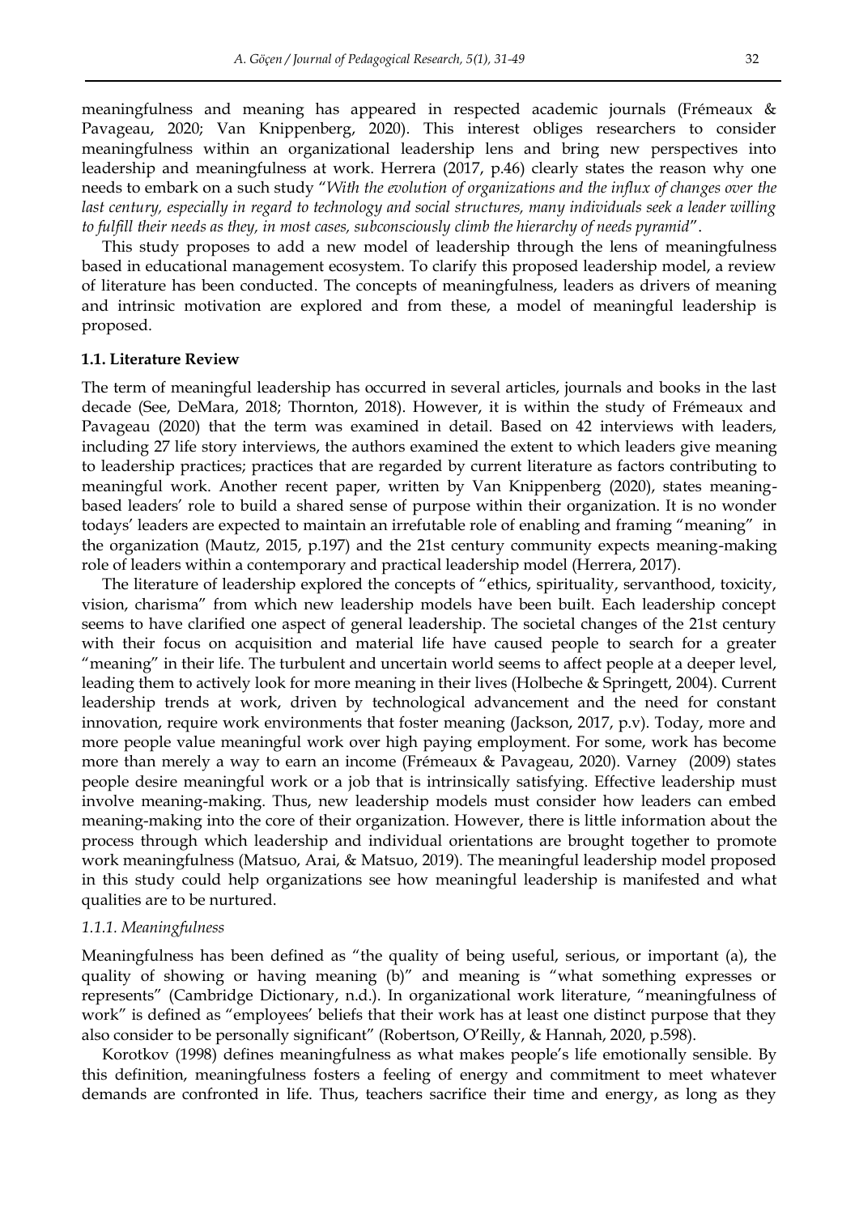meaningfulness and meaning has appeared in respected academic journals (Frémeaux & Pavageau, 2020; Van Knippenberg, 2020). This interest obliges researchers to consider meaningfulness within an organizational leadership lens and bring new perspectives into leadership and meaningfulness at work. Herrera (2017, p.46) clearly states the reason why one needs to embark on a such study "*With the evolution of organizations and the influx of changes over the last century, especially in regard to technology and social structures, many individuals seek a leader willing to fulfill their needs as they, in most cases, subconsciously climb the hierarchy of needs pyramid*".

This study proposes to add a new model of leadership through the lens of meaningfulness based in educational management ecosystem. To clarify this proposed leadership model, a review of literature has been conducted. The concepts of meaningfulness, leaders as drivers of meaning and intrinsic motivation are explored and from these, a model of meaningful leadership is proposed.

### 1.1. Literature Review

The term of meaningful leadership has occurred in several articles, journals and books in the last decade (See, DeMara, 2018; Thornton, 2018). However, it is within the study of Frémeaux and Pavageau (2020) that the term was examined in detail. Based on 42 interviews with leaders, including 27 life story interviews, the authors examined the extent to which leaders give meaning to leadership practices; practices that are regarded by current literature as factors contributing to meaningful work. Another recent paper, written by Van Knippenberg (2020), states meaning-based leaders' role to build a shared sense of purpose within their organization. It is no wonder todays' leaders are expected to maintain an irrefutable role of enabling and framing "meaning" in the organization (Mautz, 2015, p.197) and the 21st century community expects meaning-making role of leaders within a contemporary and practical leadership model (Herrera, 2017).

The literature of leadership explored the concepts of "ethics, spirituality, servanthood, toxicity, vision, charisma" from which new leadership models have been built. Each leadership concept seems to have clarified one aspect of general leadership. The societal changes of the 21st century with their focus on acquisition and material life have caused people to search for a greater "meaning" in their life. The turbulent and uncertain world seems to affect people at a deeper level, leading them to actively look for more meaning in their lives (Holbeche & Springett, 2004). Current leadership trends at work, driven by technological advancement and the need for constant innovation, require work environments that foster meaning (Jackson, 2017, p.v). Today, more and more people value meaningful work over high paying employment. For some, work has become more than merely a way to earn an income (Frémeaux & Pavageau, 2020). Varney (2009) states people desire meaningful work or a job that is intrinsically satisfying. Effective leadership must involve meaning-making. Thus, new leadership models must consider how leaders can embed meaning-making into the core of their organization. However, there is little information about the process through which leadership and individual orientations are brought together to promote work meaningfulness (Matsuo, Arai, & Matsuo, 2019). The meaningful leadership model proposed in this study could help organizations see how meaningful leadership is manifested and what qualities are to be nurtured.

#### *1.1.1. Meaningfulness*

Meaningfulness has been defined as "the quality of being useful, serious, or important (a), the quality of showing or having meaning (b)" and meaning is "what something expresses or represents" (Cambridge Dictionary, n.d.). In organizational work literature, "meaningfulness of work" is defined as "employees' beliefs that their work has at least one distinct purpose that they also consider to be personally significant" (Robertson, O'Reilly, & Hannah, 2020, p.598).

Korotkov (1998) defines meaningfulness as what makes people's life emotionally sensible. By this definition, meaningfulness fosters a feeling of energy and commitment to meet whatever demands are confronted in life. Thus, teachers sacrifice their time and energy, as long as they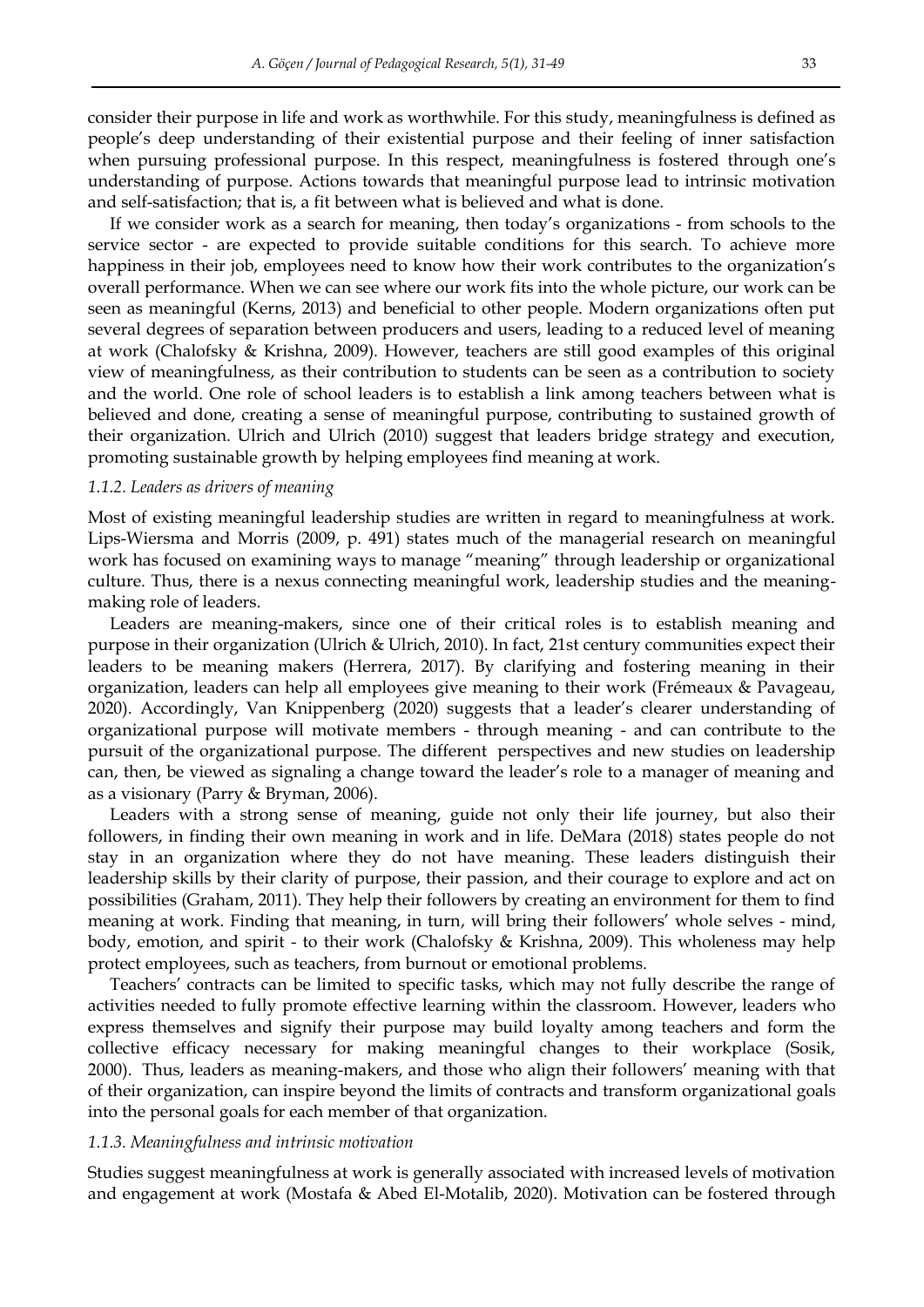consider their purpose in life and work as worthwhile. For this study, meaningfulness is defined as people's deep understanding of their existential purpose and their feeling of inner satisfaction when pursuing professional purpose. In this respect, meaningfulness is fostered through one's understanding of purpose. Actions towards that meaningful purpose lead to intrinsic motivation and self-satisfaction; that is, a fit between what is believed and what is done.

If we consider work as a search for meaning, then today's organizations - from schools to the service sector - are expected to provide suitable conditions for this search. To achieve more happiness in their job, employees need to know how their work contributes to the organization's overall performance. When we can see where our work fits into the whole picture, our work can be seen as meaningful (Kerns, 2013) and beneficial to other people. Modern organizations often put several degrees of separation between producers and users, leading to a reduced level of meaning at work (Chalofsky & Krishna, 2009). However, teachers are still good examples of this original view of meaningfulness, as their contribution to students can be seen as a contribution to society and the world. One role of school leaders is to establish a link among teachers between what is believed and done, creating a sense of meaningful purpose, contributing to sustained growth of their organization. Ulrich and Ulrich (2010) suggest that leaders bridge strategy and execution, promoting sustainable growth by helping employees find meaning at work.

#### *1.1.2. Leaders as drivers of meaning*

Most of existing meaningful leadership studies are written in regard to meaningfulness at work. Lips-Wiersma and Morris (2009, p. 491) states much of the managerial research on meaningful work has focused on examining ways to manage "meaning" through leadership or organizational culture. Thus, there is a nexus connecting meaningful work, leadership studies and the meaning-making role of leaders.

Leaders are meaning-makers, since one of their critical roles is to establish meaning and purpose in their organization (Ulrich & Ulrich, 2010). In fact, 21st century communities expect their leaders to be meaning makers (Herrera, 2017). By clarifying and fostering meaning in their organization, leaders can help all employees give meaning to their work (Frémeaux & Pavageau, 2020). Accordingly, Van Knippenberg (2020) suggests that a leader's clearer understanding of organizational purpose will motivate members - through meaning - and can contribute to the pursuit of the organizational purpose. The different perspectives and new studies on leadership can, then, be viewed as signaling a change toward the leader's role to a manager of meaning and as a visionary (Parry & Bryman, 2006).

Leaders with a strong sense of meaning, guide not only their life journey, but also their followers, in finding their own meaning in work and in life. DeMara (2018) states people do not stay in an organization where they do not have meaning. These leaders distinguish their leadership skills by their clarity of purpose, their passion, and their courage to explore and act on possibilities (Graham, 2011). They help their followers by creating an environment for them to find meaning at work. Finding that meaning, in turn, will bring their followers' whole selves - mind, body, emotion, and spirit - to their work (Chalofsky & Krishna, 2009). This wholeness may help protect employees, such as teachers, from burnout or emotional problems.

Teachers' contracts can be limited to specific tasks, which may not fully describe the range of activities needed to fully promote effective learning within the classroom. However, leaders who express themselves and signify their purpose may build loyalty among teachers and form the collective efficacy necessary for making meaningful changes to their workplace (Sosik, 2000). Thus, leaders as meaning-makers, and those who align their followers' meaning with that of their organization, can inspire beyond the limits of contracts and transform organizational goals into the personal goals for each member of that organization.

#### *1.1.3. Meaningfulness and intrinsic motivation*

Studies suggest meaningfulness at work is generally associated with increased levels of motivation and engagement at work (Mostafa & Abed El-Motalib, 2020). Motivation can be fostered through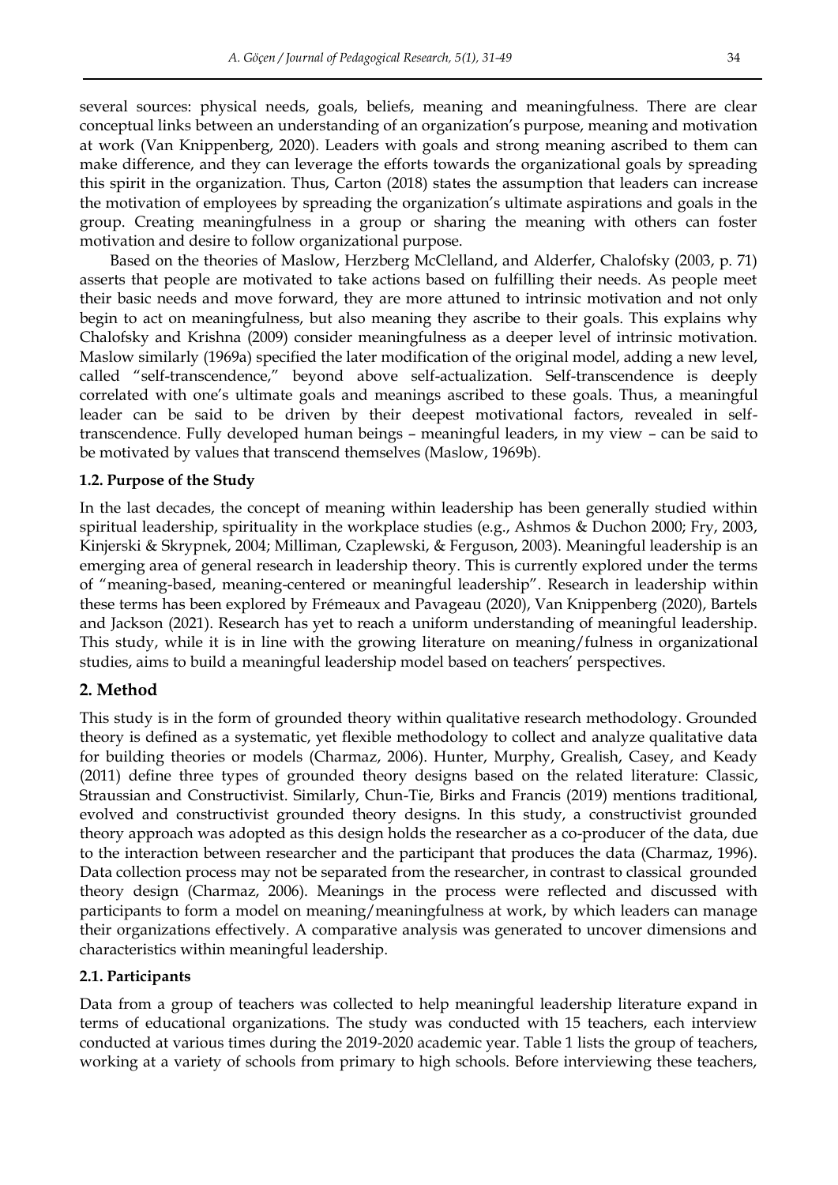several sources: physical needs, goals, beliefs, meaning and meaningfulness. There are clear conceptual links between an understanding of an organization's purpose, meaning and motivation at work (Van Knippenberg, 2020). Leaders with goals and strong meaning ascribed to them can make difference, and they can leverage the efforts towards the organizational goals by spreading this spirit in the organization. Thus, Carton (2018) states the assumption that leaders can increase the motivation of employees by spreading the organization's ultimate aspirations and goals in the group. Creating meaningfulness in a group or sharing the meaning with others can foster motivation and desire to follow organizational purpose.

Based on the theories of Maslow, Herzberg McClelland, and Alderfer, Chalofsky (2003, p. 71) asserts that people are motivated to take actions based on fulfilling their needs. As people meet their basic needs and move forward, they are more attuned to intrinsic motivation and not only begin to act on meaningfulness, but also meaning they ascribe to their goals. This explains why Chalofsky and Krishna (2009) consider meaningfulness as a deeper level of intrinsic motivation. Maslow similarly (1969a) specified the later modification of the original model, adding a new level, called "self-transcendence," beyond above self-actualization. Self-transcendence is deeply correlated with one's ultimate goals and meanings ascribed to these goals. Thus, a meaningful leader can be said to be driven by their deepest motivational factors, revealed in self-transcendence. Fully developed human beings – meaningful leaders, in my view – can be said to be motivated by values that transcend themselves (Maslow, 1969b).

### 1.2. Purpose of the Study

In the last decades, the concept of meaning within leadership has been generally studied within spiritual leadership, spirituality in the workplace studies (e.g., Ashmos & Duchon 2000; Fry, 2003, Kinjerski & Skrypnek, 2004; Milliman, Czaplewski, & Ferguson, 2003). Meaningful leadership is an emerging area of general research in leadership theory. This is currently explored under the terms of "meaning-based, meaning-centered or meaningful leadership". Research in leadership within these terms has been explored by Frémeaux and Pavageau (2020), Van Knippenberg (2020), Bartels and Jackson (2021). Research has yet to reach a uniform understanding of meaningful leadership. This study, while it is in line with the growing literature on meaning/fulness in organizational studies, aims to build a meaningful leadership model based on teachers' perspectives.

## 2. Method

This study is in the form of grounded theory within qualitative research methodology. Grounded theory is defined as a systematic, yet flexible methodology to collect and analyze qualitative data for building theories or models (Charmaz, 2006). Hunter, Murphy, Grealish, Casey, and Keady (2011) define three types of grounded theory designs based on the related literature: Classic, Straussian and Constructivist. Similarly, Chun-Tie, Birks and Francis (2019) mentions traditional, evolved and constructivist grounded theory designs. In this study, a constructivist grounded theory approach was adopted as this design holds the researcher as a co-producer of the data, due to the interaction between researcher and the participant that produces the data (Charmaz, 1996). Data collection process may not be separated from the researcher, in contrast to classical grounded theory design (Charmaz, 2006). Meanings in the process were reflected and discussed with participants to form a model on meaning/meaningfulness at work, by which leaders can manage their organizations effectively. A comparative analysis was generated to uncover dimensions and characteristics within meaningful leadership.

### 2.1. Participants

Data from a group of teachers was collected to help meaningful leadership literature expand in terms of educational organizations. The study was conducted with 15 teachers, each interview conducted at various times during the 2019-2020 academic year. Table 1 lists the group of teachers, working at a variety of schools from primary to high schools. Before interviewing these teachers,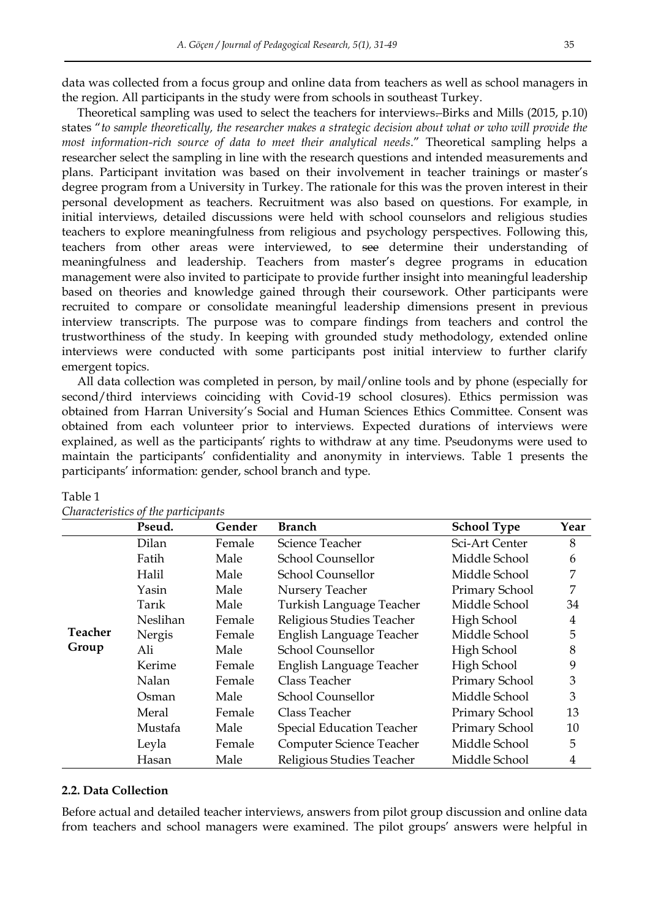data was collected from a focus group and online data from teachers as well as school managers in the region. All participants in the study were from schools in southeast Turkey.

Theoretical sampling was used to select the teachers for interviews. Birks and Mills (2015, p.10) states "*to sample theoretically, the researcher makes a strategic decision about what or who will provide the most information-rich source of data to meet their analytical needs*." Theoretical sampling helps a researcher select the sampling in line with the research questions and intended measurements and plans. Participant invitation was based on their involvement in teacher trainings or master's degree program from a University in Turkey. The rationale for this was the proven interest in their personal development as teachers. Recruitment was also based on questions. For example, in initial interviews, detailed discussions were held with school counselors and religious studies teachers to explore meaningfulness from religious and psychology perspectives. Following this, teachers from other areas were interviewed, to ~~see~~ determine their understanding of meaningfulness and leadership. Teachers from master's degree programs in education management were also invited to participate to provide further insight into meaningful leadership based on theories and knowledge gained through their coursework. Other participants were recruited to compare or consolidate meaningful leadership dimensions present in previous interview transcripts. The purpose was to compare findings from teachers and control the trustworthiness of the study. In keeping with grounded study methodology, extended online interviews were conducted with some participants post initial interview to further clarify emergent topics.

All data collection was completed in person, by mail/online tools and by phone (especially for second/third interviews coinciding with Covid-19 school closures). Ethics permission was obtained from Harran University's Social and Human Sciences Ethics Committee. Consent was obtained from each volunteer prior to interviews. Expected durations of interviews were explained, as well as the participants' rights to withdraw at any time. Pseudonyms were used to maintain the participants' confidentiality and anonymity in interviews. Table 1 presents the participants' information: gender, school branch and type.

Table 1
*Characteristics of the participants*

| | Pseud. | Gender | Branch | School Type | Year |
|---|---|---|---|---|---|
| **Teacher Group** | Dilan | Female | Science Teacher | Sci-Art Center | 8 |
| | Fatih | Male | School Counsellor | Middle School | 6 |
| | Halil | Male | School Counsellor | Middle School | 7 |
| | Yasin | Male | Nursery Teacher | Primary School | 7 |
| | Tarık | Male | Turkish Language Teacher | Middle School | 34 |
| | Neslihan | Female | Religious Studies Teacher | High School | 4 |
| | Nergis | Female | English Language Teacher | Middle School | 5 |
| | Ali | Male | School Counsellor | High School | 8 |
| | Kerime | Female | English Language Teacher | High School | 9 |
| | Nalan | Female | Class Teacher | Primary School | 3 |
| | Osman | Male | School Counsellor | Middle School | 3 |
| | Meral | Female | Class Teacher | Primary School | 13 |
| | Mustafa | Male | Special Education Teacher | Primary School | 10 |
| | Leyla | Female | Computer Science Teacher | Middle School | 5 |
| | Hasan | Male | Religious Studies Teacher | Middle School | 4 |

### 2.2. Data Collection

Before actual and detailed teacher interviews, answers from pilot group discussion and online data from teachers and school managers were examined. The pilot groups' answers were helpful in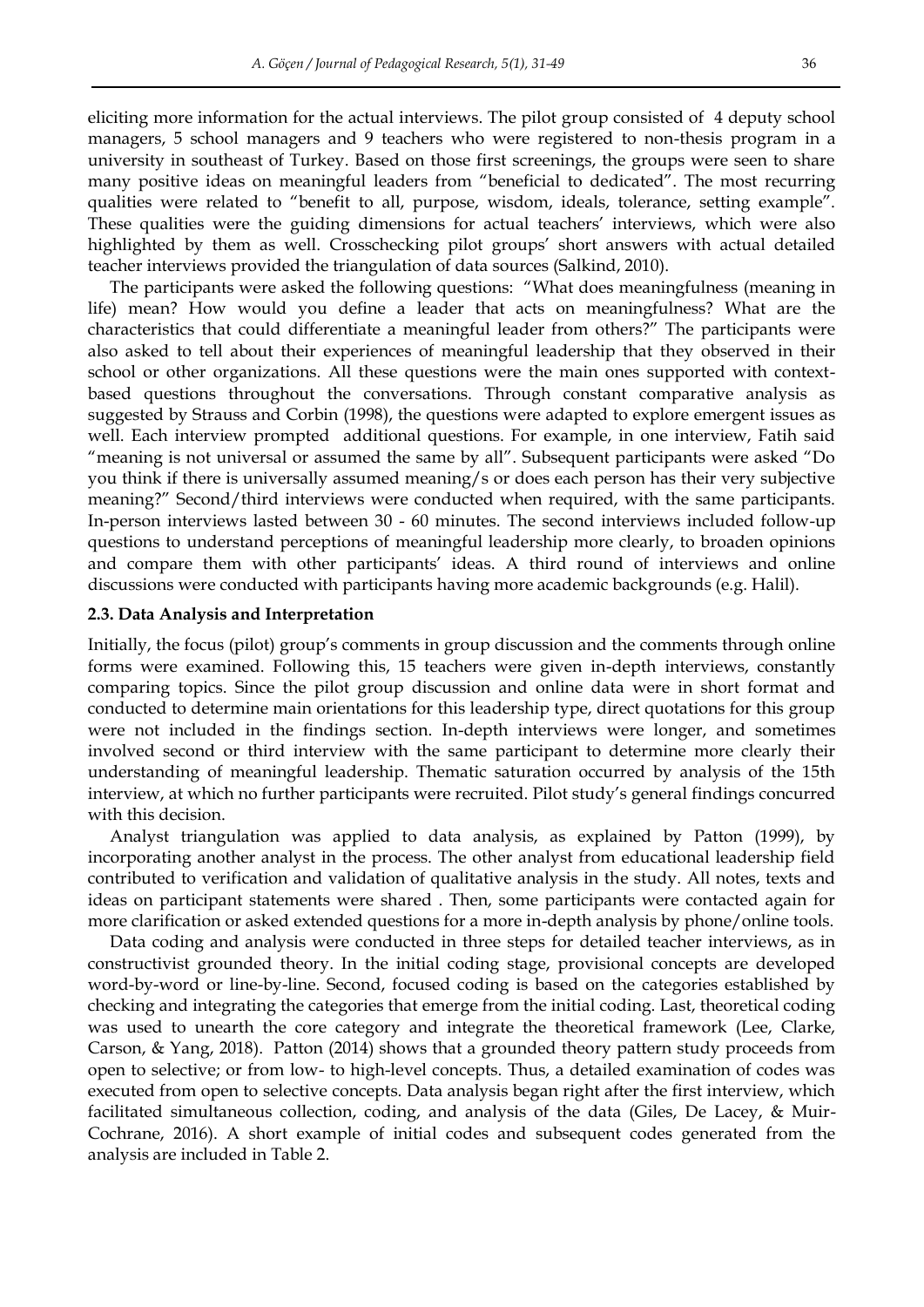eliciting more information for the actual interviews. The pilot group consisted of 4 deputy school managers, 5 school managers and 9 teachers who were registered to non-thesis program in a university in southeast of Turkey. Based on those first screenings, the groups were seen to share many positive ideas on meaningful leaders from "beneficial to dedicated". The most recurring qualities were related to "benefit to all, purpose, wisdom, ideals, tolerance, setting example". These qualities were the guiding dimensions for actual teachers' interviews, which were also highlighted by them as well. Crosschecking pilot groups' short answers with actual detailed teacher interviews provided the triangulation of data sources (Salkind, 2010).

The participants were asked the following questions: "What does meaningfulness (meaning in life) mean? How would you define a leader that acts on meaningfulness? What are the characteristics that could differentiate a meaningful leader from others?" The participants were also asked to tell about their experiences of meaningful leadership that they observed in their school or other organizations. All these questions were the main ones supported with context-based questions throughout the conversations. Through constant comparative analysis as suggested by Strauss and Corbin (1998), the questions were adapted to explore emergent issues as well. Each interview prompted additional questions. For example, in one interview, Fatih said "meaning is not universal or assumed the same by all". Subsequent participants were asked "Do you think if there is universally assumed meaning/s or does each person has their very subjective meaning?" Second/third interviews were conducted when required, with the same participants. In-person interviews lasted between 30 - 60 minutes. The second interviews included follow-up questions to understand perceptions of meaningful leadership more clearly, to broaden opinions and compare them with other participants' ideas. A third round of interviews and online discussions were conducted with participants having more academic backgrounds (e.g. Halil).

### 2.3. Data Analysis and Interpretation

Initially, the focus (pilot) group's comments in group discussion and the comments through online forms were examined. Following this, 15 teachers were given in-depth interviews, constantly comparing topics. Since the pilot group discussion and online data were in short format and conducted to determine main orientations for this leadership type, direct quotations for this group were not included in the findings section. In-depth interviews were longer, and sometimes involved second or third interview with the same participant to determine more clearly their understanding of meaningful leadership. Thematic saturation occurred by analysis of the 15th interview, at which no further participants were recruited. Pilot study's general findings concurred with this decision.

Analyst triangulation was applied to data analysis, as explained by Patton (1999), by incorporating another analyst in the process. The other analyst from educational leadership field contributed to verification and validation of qualitative analysis in the study. All notes, texts and ideas on participant statements were shared . Then, some participants were contacted again for more clarification or asked extended questions for a more in-depth analysis by phone/online tools.

Data coding and analysis were conducted in three steps for detailed teacher interviews, as in constructivist grounded theory. In the initial coding stage, provisional concepts are developed word-by-word or line-by-line. Second, focused coding is based on the categories established by checking and integrating the categories that emerge from the initial coding. Last, theoretical coding was used to unearth the core category and integrate the theoretical framework (Lee, Clarke, Carson, & Yang, 2018). Patton (2014) shows that a grounded theory pattern study proceeds from open to selective; or from low- to high-level concepts. Thus, a detailed examination of codes was executed from open to selective concepts. Data analysis began right after the first interview, which facilitated simultaneous collection, coding, and analysis of the data (Giles, De Lacey, & Muir-Cochrane, 2016). A short example of initial codes and subsequent codes generated from the analysis are included in Table 2.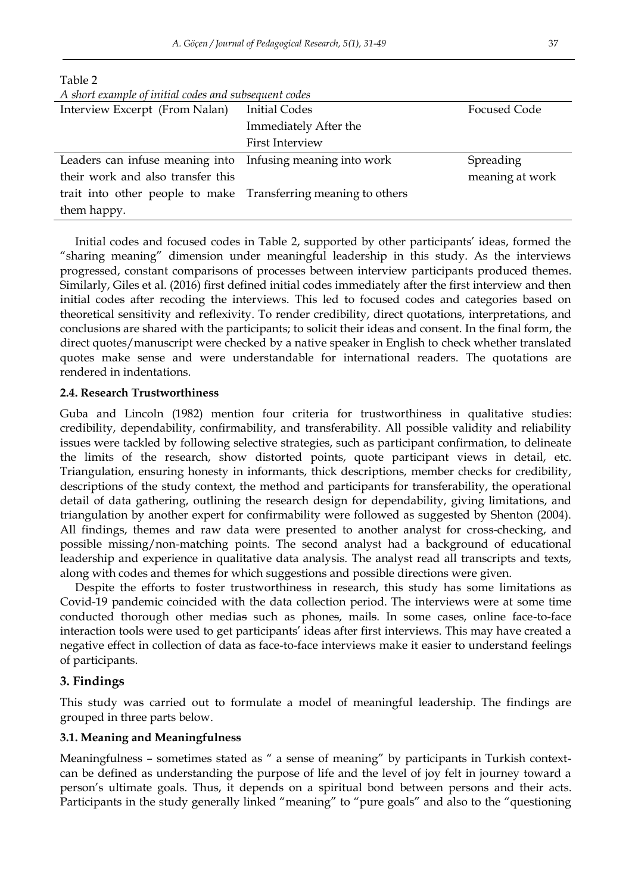Table 2

*A short example of initial codes and subsequent codes*

| Interview Excerpt (From Nalan) | Initial Codes Immediately After the First Interview | Focused Code |
|---|---|---|
| Leaders can infuse meaning into their work and also transfer this trait into other people to make them happy. | Infusing meaning into work<br><br>Transferring meaning to others | Spreading meaning at work |

Initial codes and focused codes in Table 2, supported by other participants' ideas, formed the "sharing meaning" dimension under meaningful leadership in this study. As the interviews progressed, constant comparisons of processes between interview participants produced themes. Similarly, Giles et al. (2016) first defined initial codes immediately after the first interview and then initial codes after recoding the interviews. This led to focused codes and categories based on theoretical sensitivity and reflexivity. To render credibility, direct quotations, interpretations, and conclusions are shared with the participants; to solicit their ideas and consent. In the final form, the direct quotes/manuscript were checked by a native speaker in English to check whether translated quotes make sense and were understandable for international readers. The quotations are rendered in indentations.

### 2.4. Research Trustworthiness

Guba and Lincoln (1982) mention four criteria for trustworthiness in qualitative studies: credibility, dependability, confirmability, and transferability. All possible validity and reliability issues were tackled by following selective strategies, such as participant confirmation, to delineate the limits of the research, show distorted points, quote participant views in detail, etc. Triangulation, ensuring honesty in informants, thick descriptions, member checks for credibility, descriptions of the study context, the method and participants for transferability, the operational detail of data gathering, outlining the research design for dependability, giving limitations, and triangulation by another expert for confirmability were followed as suggested by Shenton (2004). All findings, themes and raw data were presented to another analyst for cross-checking, and possible missing/non-matching points. The second analyst had a background of educational leadership and experience in qualitative data analysis. The analyst read all transcripts and texts, along with codes and themes for which suggestions and possible directions were given.

Despite the efforts to foster trustworthiness in research, this study has some limitations as Covid-19 pandemic coincided with the data collection period. The interviews were at some time conducted thorough other medias such as phones, mails. In some cases, online face-to-face interaction tools were used to get participants' ideas after first interviews. This may have created a negative effect in collection of data as face-to-face interviews make it easier to understand feelings of participants.

## 3. Findings

This study was carried out to formulate a model of meaningful leadership. The findings are grouped in three parts below.

### 3.1. Meaning and Meaningfulness

Meaningfulness – sometimes stated as " a sense of meaning" by participants in Turkish context- can be defined as understanding the purpose of life and the level of joy felt in journey toward a person's ultimate goals. Thus, it depends on a spiritual bond between persons and their acts. Participants in the study generally linked "meaning" to "pure goals" and also to the "questioning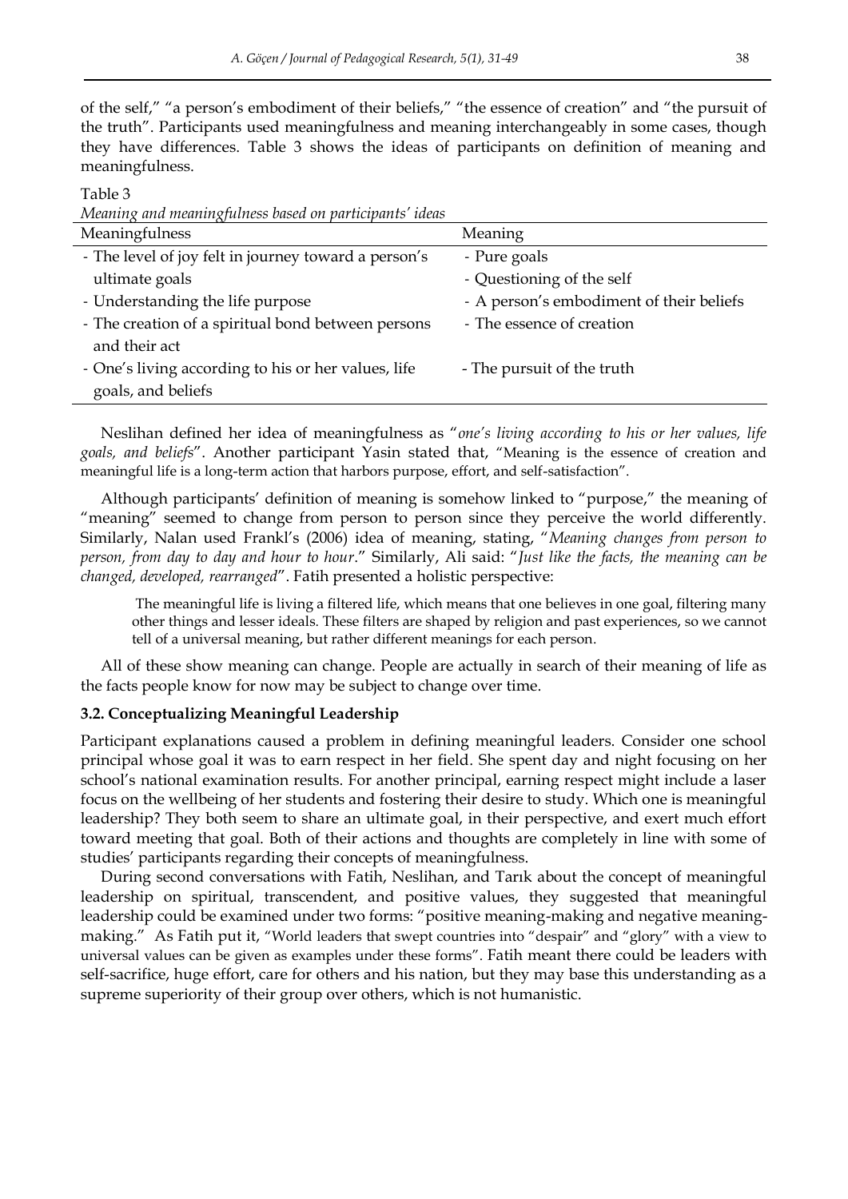of the self," "a person's embodiment of their beliefs," "the essence of creation" and "the pursuit of the truth". Participants used meaningfulness and meaning interchangeably in some cases, though they have differences. Table 3 shows the ideas of participants on definition of meaning and meaningfulness.

Table 3

*Meaning and meaningfulness based on participants' ideas*

| Meaningfulness | Meaning |
|---|---|
| - The level of joy felt in journey toward a person's ultimate goals | - Pure goals<br>- Questioning of the self |
| - Understanding the life purpose | - A person's embodiment of their beliefs |
| - The creation of a spiritual bond between persons and their act | - The essence of creation |
| - One's living according to his or her values, life goals, and beliefs | - The pursuit of the truth |

Neslihan defined her idea of meaningfulness as "*one's living according to his or her values, life goals, and beliefs*". Another participant Yasin stated that, "Meaning is the essence of creation and meaningful life is a long-term action that harbors purpose, effort, and self-satisfaction".

Although participants' definition of meaning is somehow linked to "purpose," the meaning of "meaning" seemed to change from person to person since they perceive the world differently. Similarly, Nalan used Frankl's (2006) idea of meaning, stating, "*Meaning changes from person to person, from day to day and hour to hour*." Similarly, Ali said: "*Just like the facts, the meaning can be changed, developed, rearranged*". Fatih presented a holistic perspective:

> The meaningful life is living a filtered life, which means that one believes in one goal, filtering many other things and lesser ideals. These filters are shaped by religion and past experiences, so we cannot tell of a universal meaning, but rather different meanings for each person.

All of these show meaning can change. People are actually in search of their meaning of life as the facts people know for now may be subject to change over time.

### 3.2. Conceptualizing Meaningful Leadership

Participant explanations caused a problem in defining meaningful leaders. Consider one school principal whose goal it was to earn respect in her field. She spent day and night focusing on her school's national examination results. For another principal, earning respect might include a laser focus on the wellbeing of her students and fostering their desire to study. Which one is meaningful leadership? They both seem to share an ultimate goal, in their perspective, and exert much effort toward meeting that goal. Both of their actions and thoughts are completely in line with some of studies' participants regarding their concepts of meaningfulness.

During second conversations with Fatih, Neslihan, and Tarık about the concept of meaningful leadership on spiritual, transcendent, and positive values, they suggested that meaningful leadership could be examined under two forms: "positive meaning-making and negative meaning-making." As Fatih put it, "World leaders that swept countries into "despair" and "glory" with a view to universal values can be given as examples under these forms". Fatih meant there could be leaders with self-sacrifice, huge effort, care for others and his nation, but they may base this understanding as a supreme superiority of their group over others, which is not humanistic.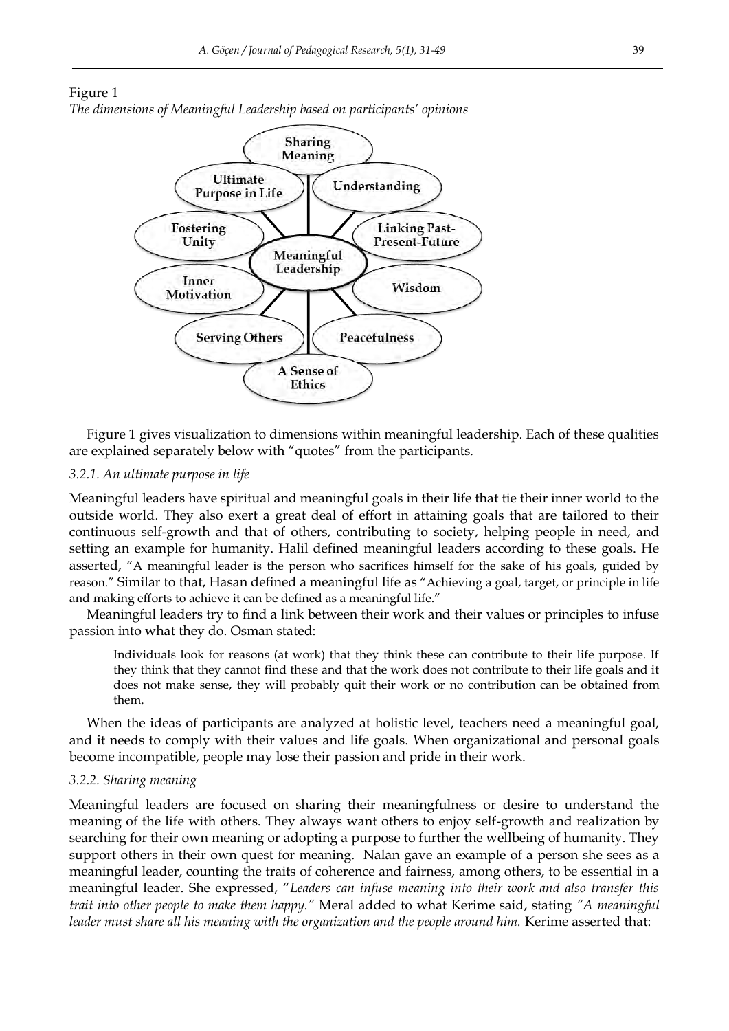Figure 1
*The dimensions of Meaningful Leadership based on participants' opinions*

Figure 1 gives visualization to dimensions within meaningful leadership. Each of these qualities are explained separately below with "quotes" from the participants.

*3.2.1. An ultimate purpose in life*

Meaningful leaders have spiritual and meaningful goals in their life that tie their inner world to the outside world. They also exert a great deal of effort in attaining goals that are tailored to their continuous self-growth and that of others, contributing to society, helping people in need, and setting an example for humanity. Halil defined meaningful leaders according to these goals. He asserted, "A meaningful leader is the person who sacrifices himself for the sake of his goals, guided by reason." Similar to that, Hasan defined a meaningful life as "Achieving a goal, target, or principle in life and making efforts to achieve it can be defined as a meaningful life."

Meaningful leaders try to find a link between their work and their values or principles to infuse passion into what they do. Osman stated:

> Individuals look for reasons (at work) that they think these can contribute to their life purpose. If they think that they cannot find these and that the work does not contribute to their life goals and it does not make sense, they will probably quit their work or no contribution can be obtained from them.

When the ideas of participants are analyzed at holistic level, teachers need a meaningful goal, and it needs to comply with their values and life goals. When organizational and personal goals become incompatible, people may lose their passion and pride in their work.

*3.2.2. Sharing meaning*

Meaningful leaders are focused on sharing their meaningfulness or desire to understand the meaning of the life with others. They always want others to enjoy self-growth and realization by searching for their own meaning or adopting a purpose to further the wellbeing of humanity. They support others in their own quest for meaning. Nalan gave an example of a person she sees as a meaningful leader, counting the traits of coherence and fairness, among others, to be essential in a meaningful leader. She expressed, "*Leaders can infuse meaning into their work and also transfer this trait into other people to make them happy.*" Meral added to what Kerime said, stating *"A meaningful leader must share all his meaning with the organization and the people around him.* Kerime asserted that: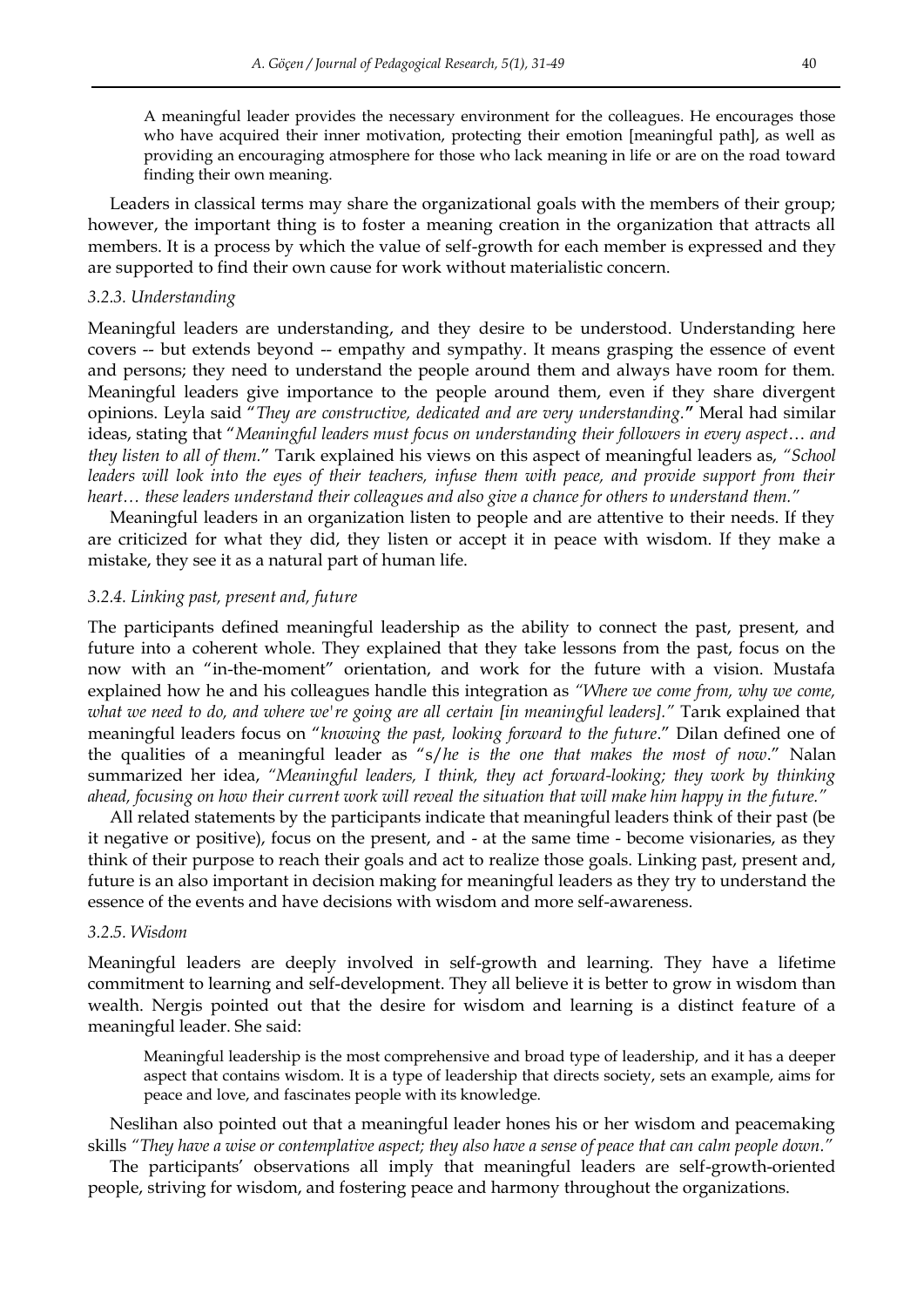> A meaningful leader provides the necessary environment for the colleagues. He encourages those who have acquired their inner motivation, protecting their emotion [meaningful path], as well as providing an encouraging atmosphere for those who lack meaning in life or are on the road toward finding their own meaning.

Leaders in classical terms may share the organizational goals with the members of their group; however, the important thing is to foster a meaning creation in the organization that attracts all members. It is a process by which the value of self-growth for each member is expressed and they are supported to find their own cause for work without materialistic concern.

#### *3.2.3. Understanding*

Meaningful leaders are understanding, and they desire to be understood. Understanding here covers -- but extends beyond -- empathy and sympathy. It means grasping the essence of event and persons; they need to understand the people around them and always have room for them. Meaningful leaders give importance to the people around them, even if they share divergent opinions. Leyla said "*They are constructive, dedicated and are very understanding.*" Meral had similar ideas, stating that "*Meaningful leaders must focus on understanding their followers in every aspect… and they listen to all of them.*" Tarık explained his views on this aspect of meaningful leaders as, *"School leaders will look into the eyes of their teachers, infuse them with peace, and provide support from their heart… these leaders understand their colleagues and also give a chance for others to understand them."*

Meaningful leaders in an organization listen to people and are attentive to their needs. If they are criticized for what they did, they listen or accept it in peace with wisdom. If they make a mistake, they see it as a natural part of human life.

#### *3.2.4. Linking past, present and, future*

The participants defined meaningful leadership as the ability to connect the past, present, and future into a coherent whole. They explained that they take lessons from the past, focus on the now with an "in-the-moment" orientation, and work for the future with a vision. Mustafa explained how he and his colleagues handle this integration as *"Where we come from, why we come, what we need to do, and where we're going are all certain [in meaningful leaders]."* Tarık explained that meaningful leaders focus on "*knowing the past, looking forward to the future*." Dilan defined one of the qualities of a meaningful leader as "s/*he is the one that makes the most of now*." Nalan summarized her idea, *"Meaningful leaders, I think, they act forward-looking; they work by thinking ahead, focusing on how their current work will reveal the situation that will make him happy in the future."*

All related statements by the participants indicate that meaningful leaders think of their past (be it negative or positive), focus on the present, and - at the same time - become visionaries, as they think of their purpose to reach their goals and act to realize those goals. Linking past, present and, future is an also important in decision making for meaningful leaders as they try to understand the essence of the events and have decisions with wisdom and more self-awareness.

#### *3.2.5. Wisdom*

Meaningful leaders are deeply involved in self-growth and learning. They have a lifetime commitment to learning and self-development. They all believe it is better to grow in wisdom than wealth. Nergis pointed out that the desire for wisdom and learning is a distinct feature of a meaningful leader. She said:

> Meaningful leadership is the most comprehensive and broad type of leadership, and it has a deeper aspect that contains wisdom. It is a type of leadership that directs society, sets an example, aims for peace and love, and fascinates people with its knowledge.

Neslihan also pointed out that a meaningful leader hones his or her wisdom and peacemaking skills *"They have a wise or contemplative aspect; they also have a sense of peace that can calm people down."*

The participants' observations all imply that meaningful leaders are self-growth-oriented people, striving for wisdom, and fostering peace and harmony throughout the organizations.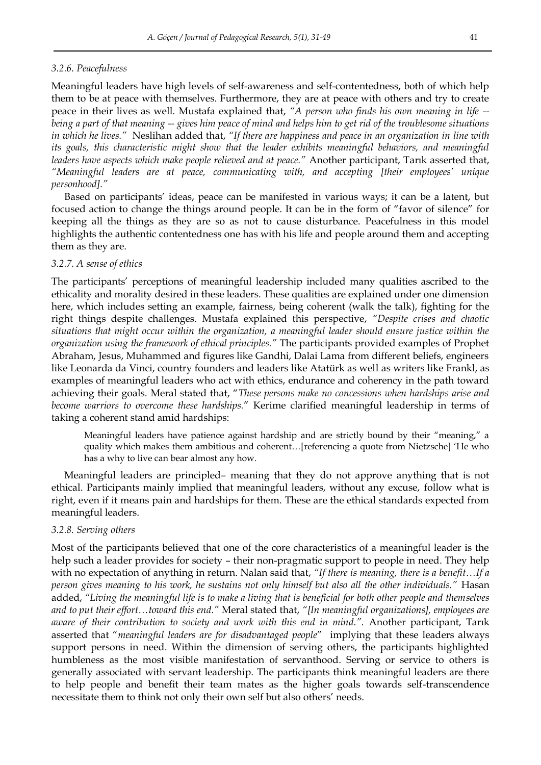### 3.2.6. Peacefulness

Meaningful leaders have high levels of self-awareness and self-contentedness, both of which help them to be at peace with themselves. Furthermore, they are at peace with others and try to create peace in their lives as well. Mustafa explained that, *"A person who finds his own meaning in life -- being a part of that meaning -- gives him peace of mind and helps him to get rid of the troublesome situations in which he lives."* Neslihan added that, *"If there are happiness and peace in an organization in line with its goals, this characteristic might show that the leader exhibits meaningful behaviors, and meaningful leaders have aspects which make people relieved and at peace."* Another participant, Tarık asserted that, *"Meaningful leaders are at peace, communicating with, and accepting [their employees' unique personhood]."*

Based on participants' ideas, peace can be manifested in various ways; it can be a latent, but focused action to change the things around people. It can be in the form of "favor of silence" for keeping all the things as they are so as not to cause disturbance. Peacefulness in this model highlights the authentic contentedness one has with his life and people around them and accepting them as they are.

### 3.2.7. A sense of ethics

The participants' perceptions of meaningful leadership included many qualities ascribed to the ethicality and morality desired in these leaders. These qualities are explained under one dimension here, which includes setting an example, fairness, being coherent (walk the talk), fighting for the right things despite challenges. Mustafa explained this perspective, *"Despite crises and chaotic situations that might occur within the organization, a meaningful leader should ensure justice within the organization using the framework of ethical principles."* The participants provided examples of Prophet Abraham, Jesus, Muhammed and figures like Gandhi, Dalai Lama from different beliefs, engineers like Leonarda da Vinci, country founders and leaders like Atatürk as well as writers like Frankl, as examples of meaningful leaders who act with ethics, endurance and coherency in the path toward achieving their goals. Meral stated that, "*These persons make no concessions when hardships arise and become warriors to overcome these hardships.*" Kerime clarified meaningful leadership in terms of taking a coherent stand amid hardships:

> Meaningful leaders have patience against hardship and are strictly bound by their "meaning," a quality which makes them ambitious and coherent…[referencing a quote from Nietzsche] 'He who has a why to live can bear almost any how.

Meaningful leaders are principled– meaning that they do not approve anything that is not ethical. Participants mainly implied that meaningful leaders, without any excuse, follow what is right, even if it means pain and hardships for them. These are the ethical standards expected from meaningful leaders.

### 3.2.8. Serving others

Most of the participants believed that one of the core characteristics of a meaningful leader is the help such a leader provides for society – their non-pragmatic support to people in need. They help with no expectation of anything in return. Nalan said that, *"If there is meaning, there is a benefit…If a person gives meaning to his work, he sustains not only himself but also all the other individuals."* Hasan added, *"Living the meaningful life is to make a living that is beneficial for both other people and themselves and to put their effort…toward this end."* Meral stated that, *"[In meaningful organizations], employees are aware of their contribution to society and work with this end in mind."*. Another participant, Tarık asserted that "*meaningful leaders are for disadvantaged people*" implying that these leaders always support persons in need. Within the dimension of serving others, the participants highlighted humbleness as the most visible manifestation of servanthood. Serving or service to others is generally associated with servant leadership. The participants think meaningful leaders are there to help people and benefit their team mates as the higher goals towards self-transcendence necessitate them to think not only their own self but also others' needs.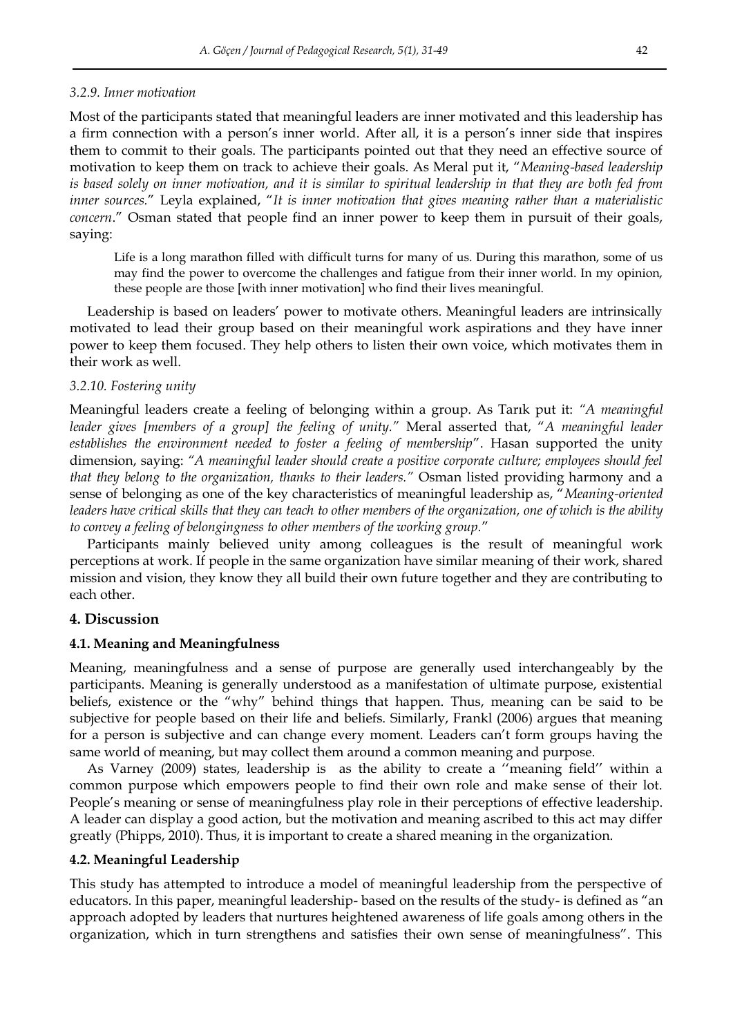#### 3.2.9. Inner motivation

Most of the participants stated that meaningful leaders are inner motivated and this leadership has a firm connection with a person's inner world. After all, it is a person's inner side that inspires them to commit to their goals. The participants pointed out that they need an effective source of motivation to keep them on track to achieve their goals. As Meral put it, "*Meaning-based leadership is based solely on inner motivation, and it is similar to spiritual leadership in that they are both fed from inner sources.*" Leyla explained, "*It is inner motivation that gives meaning rather than a materialistic concern*." Osman stated that people find an inner power to keep them in pursuit of their goals, saying:

> Life is a long marathon filled with difficult turns for many of us. During this marathon, some of us may find the power to overcome the challenges and fatigue from their inner world. In my opinion, these people are those [with inner motivation] who find their lives meaningful.

Leadership is based on leaders' power to motivate others. Meaningful leaders are intrinsically motivated to lead their group based on their meaningful work aspirations and they have inner power to keep them focused. They help others to listen their own voice, which motivates them in their work as well.

#### 3.2.10. Fostering unity

Meaningful leaders create a feeling of belonging within a group. As Tarık put it: *"A meaningful leader gives [members of a group] the feeling of unity."* Meral asserted that, "*A meaningful leader establishes the environment needed to foster a feeling of membership*". Hasan supported the unity dimension, saying: *"A meaningful leader should create a positive corporate culture; employees should feel that they belong to the organization, thanks to their leaders."* Osman listed providing harmony and a sense of belonging as one of the key characteristics of meaningful leadership as, "*Meaning-oriented leaders have critical skills that they can teach to other members of the organization, one of which is the ability to convey a feeling of belongingness to other members of the working group.*"

Participants mainly believed unity among colleagues is the result of meaningful work perceptions at work. If people in the same organization have similar meaning of their work, shared mission and vision, they know they all build their own future together and they are contributing to each other.

## 4. Discussion

### 4.1. Meaning and Meaningfulness

Meaning, meaningfulness and a sense of purpose are generally used interchangeably by the participants. Meaning is generally understood as a manifestation of ultimate purpose, existential beliefs, existence or the "why" behind things that happen. Thus, meaning can be said to be subjective for people based on their life and beliefs. Similarly, Frankl (2006) argues that meaning for a person is subjective and can change every moment. Leaders can't form groups having the same world of meaning, but may collect them around a common meaning and purpose.

As Varney (2009) states, leadership is as the ability to create a ''meaning field'' within a common purpose which empowers people to find their own role and make sense of their lot. People's meaning or sense of meaningfulness play role in their perceptions of effective leadership. A leader can display a good action, but the motivation and meaning ascribed to this act may differ greatly (Phipps, 2010). Thus, it is important to create a shared meaning in the organization.

### 4.2. Meaningful Leadership

This study has attempted to introduce a model of meaningful leadership from the perspective of educators. In this paper, meaningful leadership- based on the results of the study- is defined as "an approach adopted by leaders that nurtures heightened awareness of life goals among others in the organization, which in turn strengthens and satisfies their own sense of meaningfulness". This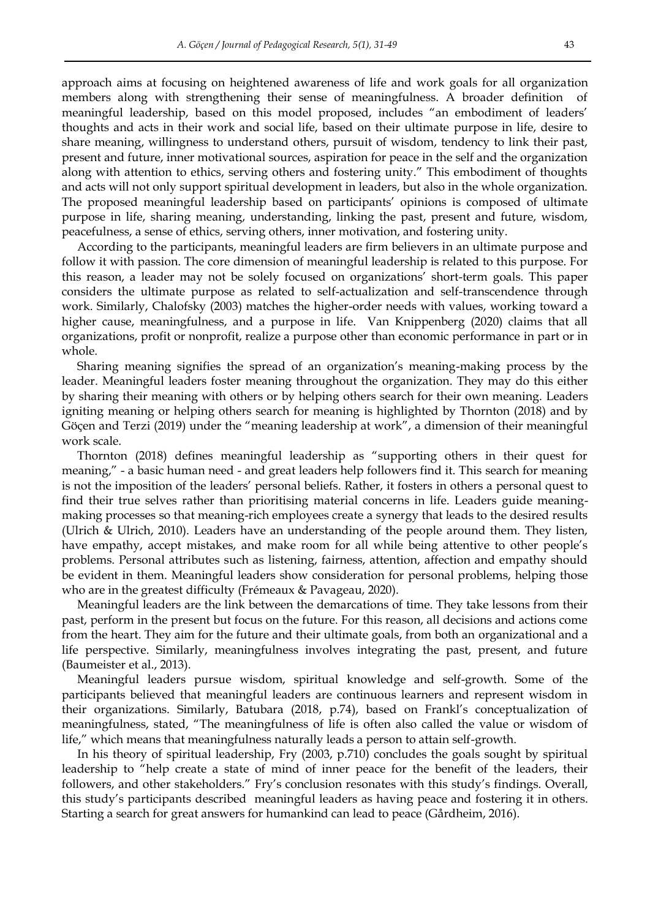approach aims at focusing on heightened awareness of life and work goals for all organization members along with strengthening their sense of meaningfulness. A broader definition of meaningful leadership, based on this model proposed, includes "an embodiment of leaders' thoughts and acts in their work and social life, based on their ultimate purpose in life, desire to share meaning, willingness to understand others, pursuit of wisdom, tendency to link their past, present and future, inner motivational sources, aspiration for peace in the self and the organization along with attention to ethics, serving others and fostering unity." This embodiment of thoughts and acts will not only support spiritual development in leaders, but also in the whole organization. The proposed meaningful leadership based on participants' opinions is composed of ultimate purpose in life, sharing meaning, understanding, linking the past, present and future, wisdom, peacefulness, a sense of ethics, serving others, inner motivation, and fostering unity.

According to the participants, meaningful leaders are firm believers in an ultimate purpose and follow it with passion. The core dimension of meaningful leadership is related to this purpose. For this reason, a leader may not be solely focused on organizations' short-term goals. This paper considers the ultimate purpose as related to self-actualization and self-transcendence through work. Similarly, Chalofsky (2003) matches the higher-order needs with values, working toward a higher cause, meaningfulness, and a purpose in life. Van Knippenberg (2020) claims that all organizations, profit or nonprofit, realize a purpose other than economic performance in part or in whole.

Sharing meaning signifies the spread of an organization's meaning-making process by the leader. Meaningful leaders foster meaning throughout the organization. They may do this either by sharing their meaning with others or by helping others search for their own meaning. Leaders igniting meaning or helping others search for meaning is highlighted by Thornton (2018) and by Göçen and Terzi (2019) under the "meaning leadership at work", a dimension of their meaningful work scale.

Thornton (2018) defines meaningful leadership as "supporting others in their quest for meaning," - a basic human need - and great leaders help followers find it. This search for meaning is not the imposition of the leaders' personal beliefs. Rather, it fosters in others a personal quest to find their true selves rather than prioritising material concerns in life. Leaders guide meaning-making processes so that meaning-rich employees create a synergy that leads to the desired results (Ulrich & Ulrich, 2010). Leaders have an understanding of the people around them. They listen, have empathy, accept mistakes, and make room for all while being attentive to other people's problems. Personal attributes such as listening, fairness, attention, affection and empathy should be evident in them. Meaningful leaders show consideration for personal problems, helping those who are in the greatest difficulty (Frémeaux & Pavageau, 2020).

Meaningful leaders are the link between the demarcations of time. They take lessons from their past, perform in the present but focus on the future. For this reason, all decisions and actions come from the heart. They aim for the future and their ultimate goals, from both an organizational and a life perspective. Similarly, meaningfulness involves integrating the past, present, and future (Baumeister et al., 2013).

Meaningful leaders pursue wisdom, spiritual knowledge and self-growth. Some of the participants believed that meaningful leaders are continuous learners and represent wisdom in their organizations. Similarly, Batubara (2018, p.74), based on Frankl's conceptualization of meaningfulness, stated, "The meaningfulness of life is often also called the value or wisdom of life," which means that meaningfulness naturally leads a person to attain self-growth.

In his theory of spiritual leadership, Fry (2003, p.710) concludes the goals sought by spiritual leadership to "help create a state of mind of inner peace for the benefit of the leaders, their followers, and other stakeholders." Fry's conclusion resonates with this study's findings. Overall, this study's participants described meaningful leaders as having peace and fostering it in others. Starting a search for great answers for humankind can lead to peace (Gårdheim, 2016).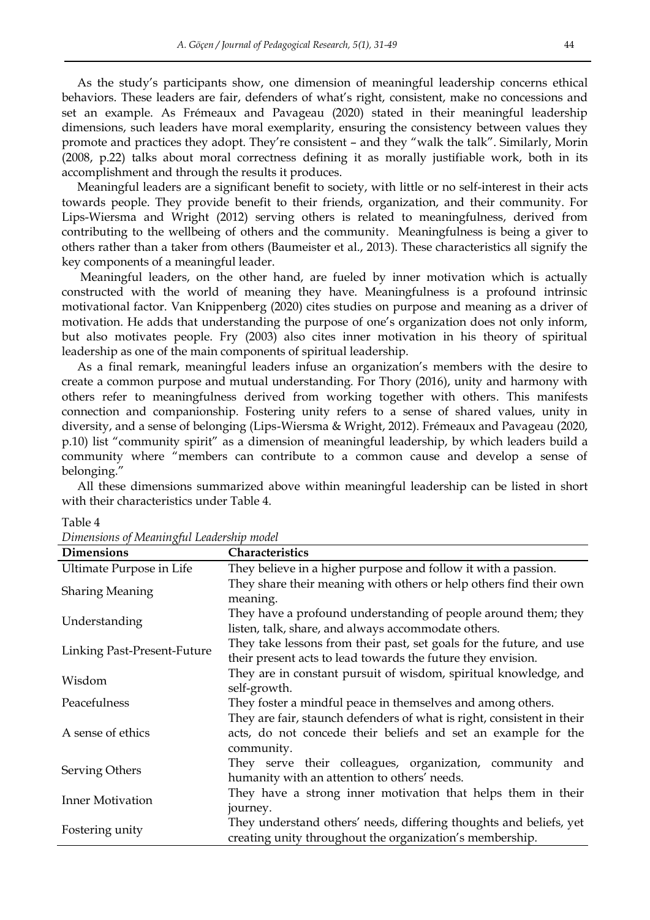As the study's participants show, one dimension of meaningful leadership concerns ethical behaviors. These leaders are fair, defenders of what's right, consistent, make no concessions and set an example. As Frémeaux and Pavageau (2020) stated in their meaningful leadership dimensions, such leaders have moral exemplarity, ensuring the consistency between values they promote and practices they adopt. They're consistent – and they "walk the talk". Similarly, Morin (2008, p.22) talks about moral correctness defining it as morally justifiable work, both in its accomplishment and through the results it produces.

Meaningful leaders are a significant benefit to society, with little or no self-interest in their acts towards people. They provide benefit to their friends, organization, and their community. For Lips-Wiersma and Wright (2012) serving others is related to meaningfulness, derived from contributing to the wellbeing of others and the community. Meaningfulness is being a giver to others rather than a taker from others (Baumeister et al., 2013). These characteristics all signify the key components of a meaningful leader.

Meaningful leaders, on the other hand, are fueled by inner motivation which is actually constructed with the world of meaning they have. Meaningfulness is a profound intrinsic motivational factor. Van Knippenberg (2020) cites studies on purpose and meaning as a driver of motivation. He adds that understanding the purpose of one's organization does not only inform, but also motivates people. Fry (2003) also cites inner motivation in his theory of spiritual leadership as one of the main components of spiritual leadership.

As a final remark, meaningful leaders infuse an organization's members with the desire to create a common purpose and mutual understanding. For Thory (2016), unity and harmony with others refer to meaningfulness derived from working together with others. This manifests connection and companionship. Fostering unity refers to a sense of shared values, unity in diversity, and a sense of belonging (Lips-Wiersma & Wright, 2012). Frémeaux and Pavageau (2020, p.10) list "community spirit" as a dimension of meaningful leadership, by which leaders build a community where "members can contribute to a common cause and develop a sense of belonging."

All these dimensions summarized above within meaningful leadership can be listed in short with their characteristics under Table 4.

Table 4
*Dimensions of Meaningful Leadership model*

| Dimensions | Characteristics |
|---|---|
| Ultimate Purpose in Life | They believe in a higher purpose and follow it with a passion. |
| Sharing Meaning | They share their meaning with others or help others find their own meaning. |
| Understanding | They have a profound understanding of people around them; they listen, talk, share, and always accommodate others. |
| Linking Past-Present-Future | They take lessons from their past, set goals for the future, and use their present acts to lead towards the future they envision. |
| Wisdom | They are in constant pursuit of wisdom, spiritual knowledge, and self-growth. |
| Peacefulness | They foster a mindful peace in themselves and among others. |
| A sense of ethics | They are fair, staunch defenders of what is right, consistent in their acts, do not concede their beliefs and set an example for the community. |
| Serving Others | They serve their colleagues, organization, community and humanity with an attention to others' needs. |
| Inner Motivation | They have a strong inner motivation that helps them in their journey. |
| Fostering unity | They understand others' needs, differing thoughts and beliefs, yet creating unity throughout the organization's membership. |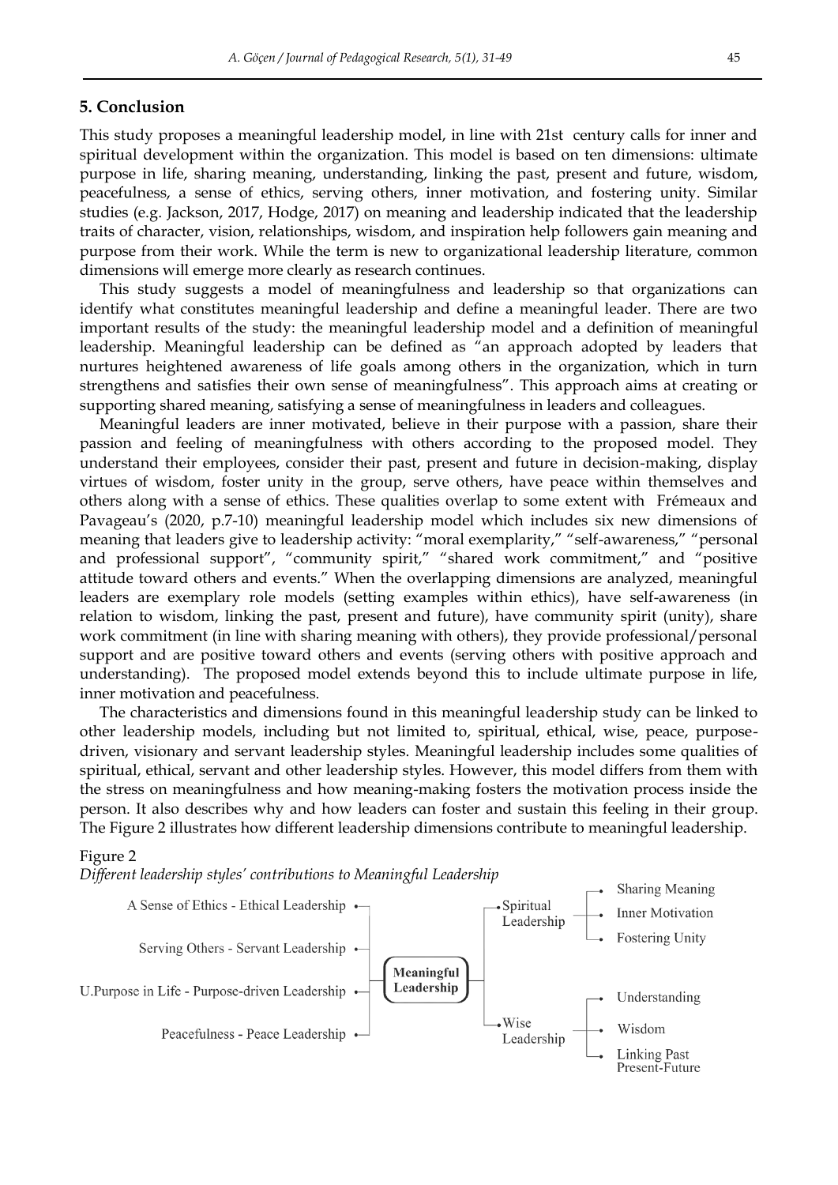## 5. Conclusion

This study proposes a meaningful leadership model, in line with 21st century calls for inner and spiritual development within the organization. This model is based on ten dimensions: ultimate purpose in life, sharing meaning, understanding, linking the past, present and future, wisdom, peacefulness, a sense of ethics, serving others, inner motivation, and fostering unity. Similar studies (e.g. Jackson, 2017, Hodge, 2017) on meaning and leadership indicated that the leadership traits of character, vision, relationships, wisdom, and inspiration help followers gain meaning and purpose from their work. While the term is new to organizational leadership literature, common dimensions will emerge more clearly as research continues.

This study suggests a model of meaningfulness and leadership so that organizations can identify what constitutes meaningful leadership and define a meaningful leader. There are two important results of the study: the meaningful leadership model and a definition of meaningful leadership. Meaningful leadership can be defined as "an approach adopted by leaders that nurtures heightened awareness of life goals among others in the organization, which in turn strengthens and satisfies their own sense of meaningfulness". This approach aims at creating or supporting shared meaning, satisfying a sense of meaningfulness in leaders and colleagues.

Meaningful leaders are inner motivated, believe in their purpose with a passion, share their passion and feeling of meaningfulness with others according to the proposed model. They understand their employees, consider their past, present and future in decision-making, display virtues of wisdom, foster unity in the group, serve others, have peace within themselves and others along with a sense of ethics. These qualities overlap to some extent with Frémeaux and Pavageau's (2020, p.7-10) meaningful leadership model which includes six new dimensions of meaning that leaders give to leadership activity: "moral exemplarity," "self-awareness," "personal and professional support", "community spirit," "shared work commitment," and "positive attitude toward others and events." When the overlapping dimensions are analyzed, meaningful leaders are exemplary role models (setting examples within ethics), have self-awareness (in relation to wisdom, linking the past, present and future), have community spirit (unity), share work commitment (in line with sharing meaning with others), they provide professional/personal support and are positive toward others and events (serving others with positive approach and understanding). The proposed model extends beyond this to include ultimate purpose in life, inner motivation and peacefulness.

The characteristics and dimensions found in this meaningful leadership study can be linked to other leadership models, including but not limited to, spiritual, ethical, wise, peace, purpose-driven, visionary and servant leadership styles. Meaningful leadership includes some qualities of spiritual, ethical, servant and other leadership styles. However, this model differs from them with the stress on meaningfulness and how meaning-making fosters the motivation process inside the person. It also describes why and how leaders can foster and sustain this feeling in their group. The Figure 2 illustrates how different leadership dimensions contribute to meaningful leadership.

Figure 2

*Different leadership styles' contributions to Meaningful Leadership*

Meaningful Leadership:
- A Sense of Ethics - Ethical Leadership
- Serving Others - Servant Leadership
- U.Purpose in Life - Purpose-driven Leadership
- Peacefulness - Peace Leadership
- Spiritual Leadership
  - Sharing Meaning
  - Inner Motivation
  - Fostering Unity
- Wise Leadership
  - Understanding
  - Wisdom
  - Linking Past Present-Future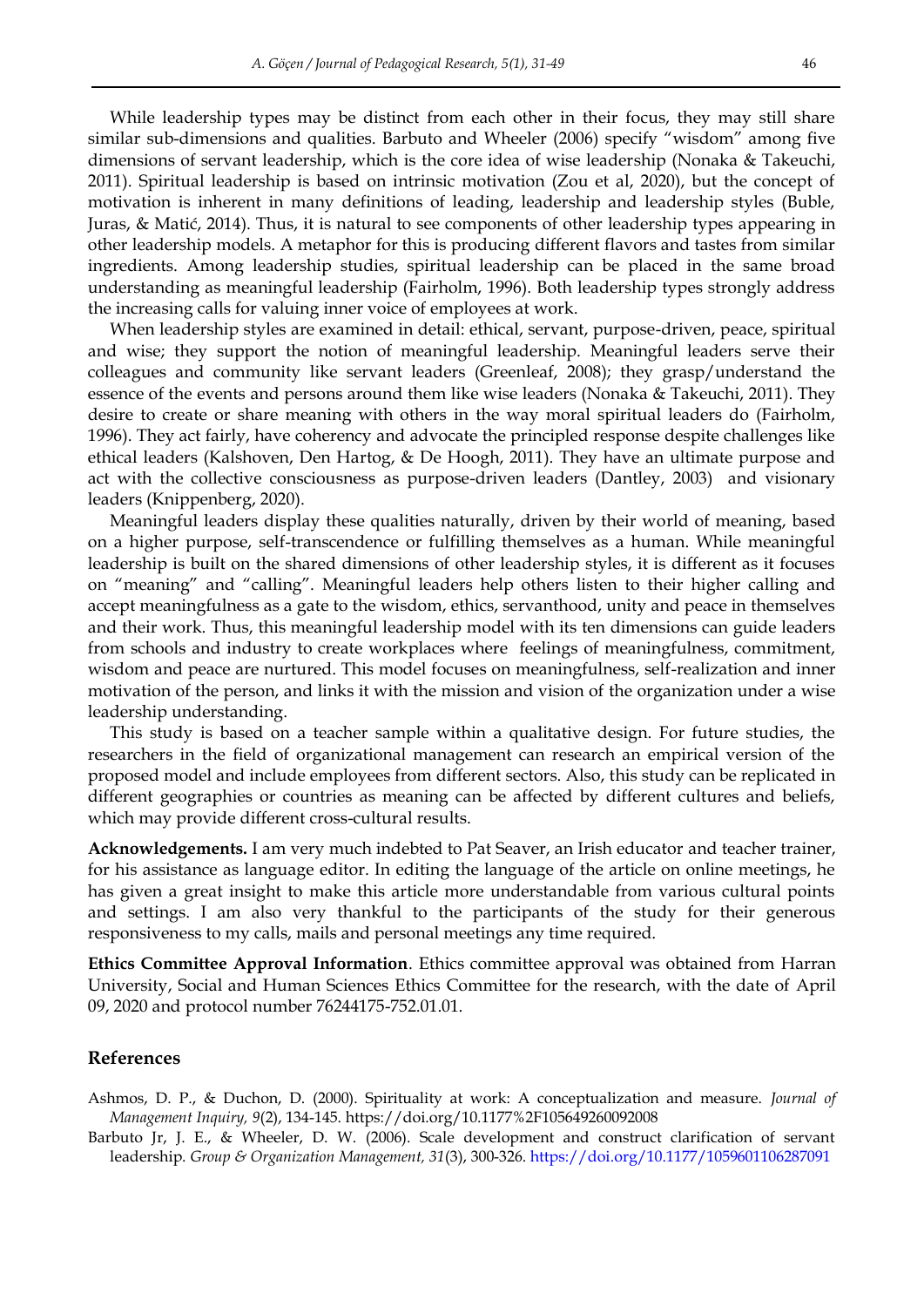While leadership types may be distinct from each other in their focus, they may still share similar sub-dimensions and qualities. Barbuto and Wheeler (2006) specify "wisdom" among five dimensions of servant leadership, which is the core idea of wise leadership (Nonaka & Takeuchi, 2011). Spiritual leadership is based on intrinsic motivation (Zou et al, 2020), but the concept of motivation is inherent in many definitions of leading, leadership and leadership styles (Buble, Juras, & Matić, 2014). Thus, it is natural to see components of other leadership types appearing in other leadership models. A metaphor for this is producing different flavors and tastes from similar ingredients. Among leadership studies, spiritual leadership can be placed in the same broad understanding as meaningful leadership (Fairholm, 1996). Both leadership types strongly address the increasing calls for valuing inner voice of employees at work.

When leadership styles are examined in detail: ethical, servant, purpose-driven, peace, spiritual and wise; they support the notion of meaningful leadership. Meaningful leaders serve their colleagues and community like servant leaders (Greenleaf, 2008); they grasp/understand the essence of the events and persons around them like wise leaders (Nonaka & Takeuchi, 2011). They desire to create or share meaning with others in the way moral spiritual leaders do (Fairholm, 1996). They act fairly, have coherency and advocate the principled response despite challenges like ethical leaders (Kalshoven, Den Hartog, & De Hoogh, 2011). They have an ultimate purpose and act with the collective consciousness as purpose-driven leaders (Dantley, 2003) and visionary leaders (Knippenberg, 2020).

Meaningful leaders display these qualities naturally, driven by their world of meaning, based on a higher purpose, self-transcendence or fulfilling themselves as a human. While meaningful leadership is built on the shared dimensions of other leadership styles, it is different as it focuses on "meaning" and "calling". Meaningful leaders help others listen to their higher calling and accept meaningfulness as a gate to the wisdom, ethics, servanthood, unity and peace in themselves and their work. Thus, this meaningful leadership model with its ten dimensions can guide leaders from schools and industry to create workplaces where feelings of meaningfulness, commitment, wisdom and peace are nurtured. This model focuses on meaningfulness, self-realization and inner motivation of the person, and links it with the mission and vision of the organization under a wise leadership understanding.

This study is based on a teacher sample within a qualitative design. For future studies, the researchers in the field of organizational management can research an empirical version of the proposed model and include employees from different sectors. Also, this study can be replicated in different geographies or countries as meaning can be affected by different cultures and beliefs, which may provide different cross-cultural results.

**Acknowledgements.** I am very much indebted to Pat Seaver, an Irish educator and teacher trainer, for his assistance as language editor. In editing the language of the article on online meetings, he has given a great insight to make this article more understandable from various cultural points and settings. I am also very thankful to the participants of the study for their generous responsiveness to my calls, mails and personal meetings any time required.

**Ethics Committee Approval Information**. Ethics committee approval was obtained from Harran University, Social and Human Sciences Ethics Committee for the research, with the date of April 09, 2020 and protocol number 76244175-752.01.01.

## References

Ashmos, D. P., & Duchon, D. (2000). Spirituality at work: A conceptualization and measure. *Journal of Management Inquiry, 9*(2), 134-145. https://doi.org/10.1177%2F105649260092008

Barbuto Jr, J. E., & Wheeler, D. W. (2006). Scale development and construct clarification of servant leadership. *Group & Organization Management, 31*(3), 300-326. https://doi.org/10.1177/1059601106287091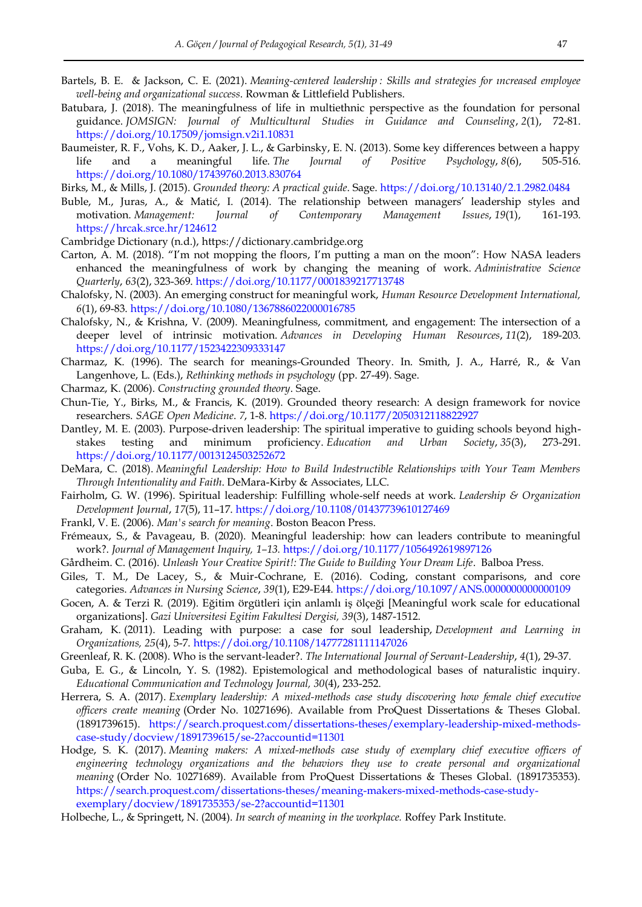Bartels, B. E. & Jackson, C. E. (2021). *Meaning-centered leadership : Skills and strategies for ıncreased employee well-being and organizational success*. Rowman & Littlefield Publishers.

Batubara, J. (2018). The meaningfulness of life in multiethnic perspective as the foundation for personal guidance. *JOMSIGN: Journal of Multicultural Studies in Guidance and Counseling*, *2*(1), 72-81. https://doi.org/10.17509/jomsign.v2i1.10831

Baumeister, R. F., Vohs, K. D., Aaker, J. L., & Garbinsky, E. N. (2013). Some key differences between a happy life and a meaningful life. *The Journal of Positive Psychology*, *8*(6), 505-516. https://doi.org/10.1080/17439760.2013.830764

Birks, M., & Mills, J. (2015). *Grounded theory: A practical guide*. Sage. https://doi.org/10.13140/2.1.2982.0484

Buble, M., Juras, A., & Matić, I. (2014). The relationship between managers' leadership styles and motivation. *Management: Journal of Contemporary Management Issues*, *19*(1), 161-193. https://hrcak.srce.hr/124612

Cambridge Dictionary (n.d.), https://dictionary.cambridge.org

Carton, A. M. (2018). "I'm not mopping the floors, I'm putting a man on the moon": How NASA leaders enhanced the meaningfulness of work by changing the meaning of work. *Administrative Science Quarterly*, *63*(2), 323-369. https://doi.org/10.1177/0001839217713748

Chalofsky, N. (2003). An emerging construct for meaningful work, *Human Resource Development International, 6*(1), 69-83. https://doi.org/10.1080/1367886022000016785

Chalofsky, N., & Krishna, V. (2009). Meaningfulness, commitment, and engagement: The intersection of a deeper level of intrinsic motivation. *Advances in Developing Human Resources*, *11*(2), 189-203. https://doi.org/10.1177/1523422309333147

Charmaz, K. (1996). The search for meanings-Grounded Theory. In. Smith, J. A., Harré, R., & Van Langenhove, L. (Eds.), *Rethinking methods in psychology* (pp. 27-49). Sage.

Charmaz, K. (2006). *Constructing grounded theory*. Sage.

Chun-Tie, Y., Birks, M., & Francis, K. (2019). Grounded theory research: A design framework for novice researchers. *SAGE Open Medicine*. *7,* 1-8. https://doi.org/10.1177/2050312118822927

Dantley, M. E. (2003). Purpose-driven leadership: The spiritual imperative to guiding schools beyond high-stakes testing and minimum proficiency. *Education and Urban Society*, *35*(3), 273-291. https://doi.org/10.1177/0013124503252672

DeMara, C. (2018). *Meaningful Leadership: How to Build Indestructible Relationships with Your Team Members Through Intentionality and Faith*. DeMara-Kirby & Associates, LLC.

Fairholm, G. W. (1996). Spiritual leadership: Fulfilling whole-self needs at work. *Leadership & Organization Development Journal*, *17*(5), 11–17. https://doi.org/10.1108/01437739610127469

Frankl, V. E. (2006). *Man's search for meaning*. Boston Beacon Press.

Frémeaux, S., & Pavageau, B. (2020). Meaningful leadership: how can leaders contribute to meaningful work?. *Journal of Management Inquiry, 1–13.* https://doi.org/10.1177/1056492619897126

Gårdheim. C. (2016). *Unleash Your Creative Spirit!: The Guide to Building Your Dream Life*. Balboa Press.

Giles, T. M., De Lacey, S., & Muir-Cochrane, E. (2016). Coding, constant comparisons, and core categories. *Advances in Nursing Science*, *39*(1), E29-E44. https://doi.org/10.1097/ANS.0000000000000109

Gocen, A. & Terzi R. (2019). Eğitim örgütleri için anlamlı iş ölçeği [Meaningful work scale for educational organizations]. *Gazi Universitesi Egitim Fakultesi Dergisi, 39*(3), 1487-1512.

Graham, K. (2011). Leading with purpose: a case for soul leadership, *Development and Learning in Organizations, 25*(4), 5-7. https://doi.org/10.1108/14777281111147026

Greenleaf, R. K. (2008). Who is the servant-leader?. *The International Journal of Servant-Leadership*, *4*(1), 29-37.

Guba, E. G., & Lincoln, Y. S. (1982). Epistemological and methodological bases of naturalistic inquiry. *Educational Communication and Technology Journal, 30*(4), 233-252.

Herrera, S. A. (2017). *Exemplary leadership: A mixed-methods case study discovering how female chief executive officers create meaning* (Order No. 10271696). Available from ProQuest Dissertations & Theses Global. (1891739615). https://search.proquest.com/dissertations-theses/exemplary-leadership-mixed-methods-case-study/docview/1891739615/se-2?accountid=11301

Hodge, S. K. (2017). *Meaning makers: A mixed-methods case study of exemplary chief executive officers of engineering technology organizations and the behaviors they use to create personal and organizational meaning* (Order No. 10271689). Available from ProQuest Dissertations & Theses Global. (1891735353). https://search.proquest.com/dissertations-theses/meaning-makers-mixed-methods-case-study-exemplary/docview/1891735353/se-2?accountid=11301

Holbeche, L., & Springett, N. (2004). *In search of meaning in the workplace.* Roffey Park Institute.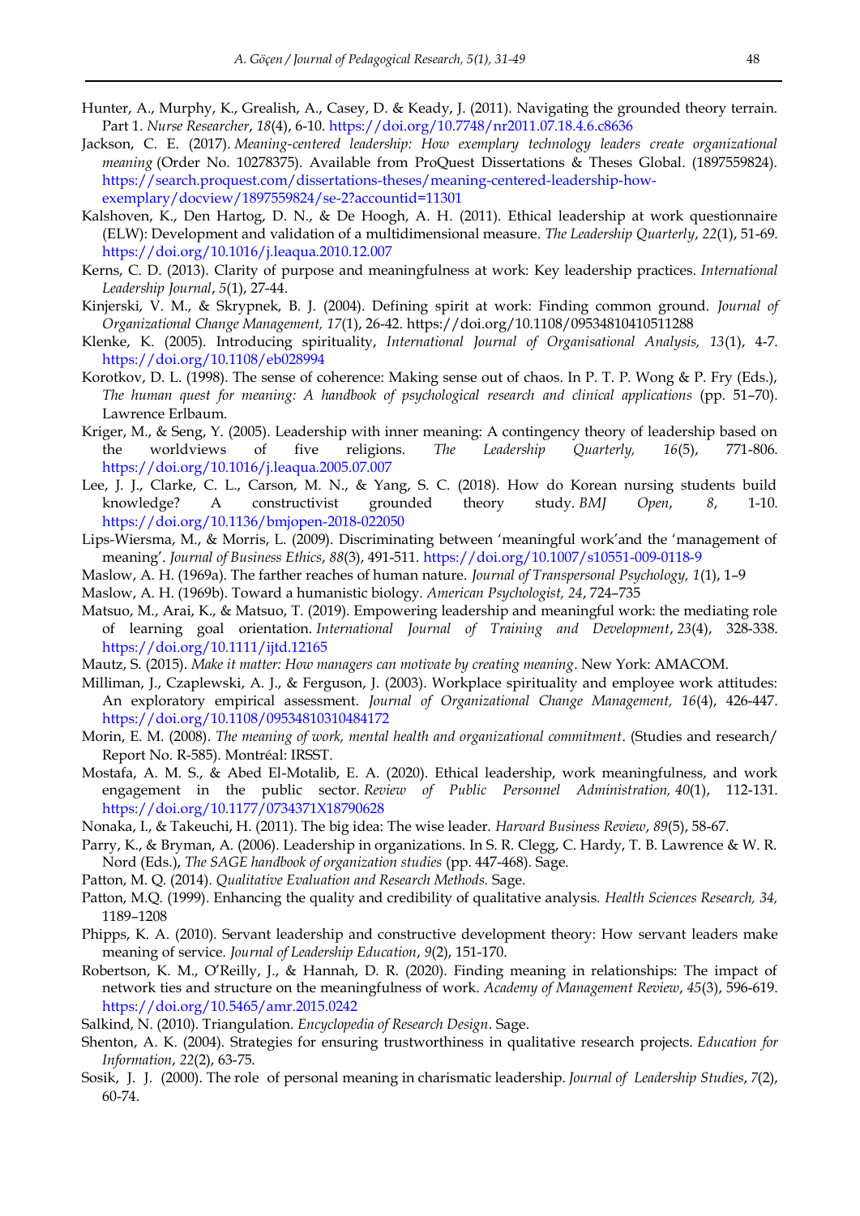Hunter, A., Murphy, K., Grealish, A., Casey, D. & Keady, J. (2011). Navigating the grounded theory terrain. Part 1. *Nurse Researcher*, *18*(4), 6-10. https://doi.org/10.7748/nr2011.07.18.4.6.c8636

Jackson, C. E. (2017). *Meaning-centered leadership: How exemplary technology leaders create organizational meaning* (Order No. 10278375). Available from ProQuest Dissertations & Theses Global. (1897559824). https://search.proquest.com/dissertations-theses/meaning-centered-leadership-how-exemplary/docview/1897559824/se-2?accountid=11301

Kalshoven, K., Den Hartog, D. N., & De Hoogh, A. H. (2011). Ethical leadership at work questionnaire (ELW): Development and validation of a multidimensional measure. *The Leadership Quarterly*, *22*(1), 51-69. https://doi.org/10.1016/j.leaqua.2010.12.007

Kerns, C. D. (2013). Clarity of purpose and meaningfulness at work: Key leadership practices. *International Leadership Journal*, *5*(1), 27-44.

Kinjerski, V. M., & Skrypnek, B. J. (2004). Defining spirit at work: Finding common ground. *Journal of Organizational Change Management, 17*(1), 26-42. https://doi.org/10.1108/09534810410511288

Klenke, K. (2005). Introducing spirituality, *International Journal of Organisational Analysis, 13*(1), 4-7. https://doi.org/10.1108/eb028994

Korotkov, D. L. (1998). The sense of coherence: Making sense out of chaos. In P. T. P. Wong & P. Fry (Eds.), *The human quest for meaning: A handbook of psychological research and clinical applications* (pp. 51–70). Lawrence Erlbaum.

Kriger, M., & Seng, Y. (2005). Leadership with inner meaning: A contingency theory of leadership based on the worldviews of five religions. *The Leadership Quarterly, 16*(5), 771-806. https://doi.org/10.1016/j.leaqua.2005.07.007

Lee, J. J., Clarke, C. L., Carson, M. N., & Yang, S. C. (2018). How do Korean nursing students build knowledge? A constructivist grounded theory study. *BMJ Open*, *8*, 1-10. https://doi.org/10.1136/bmjopen-2018-022050

Lips-Wiersma, M., & Morris, L. (2009). Discriminating between 'meaningful work'and the 'management of meaning'. *Journal of Business Ethics*, *88*(3), 491-511. https://doi.org/10.1007/s10551-009-0118-9

Maslow, A. H. (1969a). The farther reaches of human nature. *Journal of Transpersonal Psychology, 1*(1), 1–9

Maslow, A. H. (1969b). Toward a humanistic biology. *American Psychologist, 24*, 724–735

Matsuo, M., Arai, K., & Matsuo, T. (2019). Empowering leadership and meaningful work: the mediating role of learning goal orientation. *International Journal of Training and Development*, *23*(4), 328-338. https://doi.org/10.1111/ijtd.12165

Mautz, S. (2015). *Make it matter: How managers can motivate by creating meaning*. New York: AMACOM.

Milliman, J., Czaplewski, A. J., & Ferguson, J. (2003). Workplace spirituality and employee work attitudes: An exploratory empirical assessment. *Journal of Organizational Change Management, 16*(4), 426-447. https://doi.org/10.1108/09534810310484172

Morin, E. M. (2008). *The meaning of work, mental health and organizational commitment*. (Studies and research/ Report No. R-585). Montréal: IRSST.

Mostafa, A. M. S., & Abed El-Motalib, E. A. (2020). Ethical leadership, work meaningfulness, and work engagement in the public sector. *Review of Public Personnel Administration, 40*(1), 112-131. https://doi.org/10.1177/0734371X18790628

Nonaka, I., & Takeuchi, H. (2011). The big idea: The wise leader. *Harvard Business Review*, *89*(5), 58-67.

Parry, K., & Bryman, A. (2006). Leadership in organizations. In S. R. Clegg, C. Hardy, T. B. Lawrence & W. R. Nord (Eds.), *The SAGE handbook of organization studies* (pp. 447-468). Sage.

Patton, M. Q. (2014). *Qualitative Evaluation and Research Methods.* Sage.

Patton, M.Q. (1999). Enhancing the quality and credibility of qualitative analysis. *Health Sciences Research, 34,* 1189–1208

Phipps, K. A. (2010). Servant leadership and constructive development theory: How servant leaders make meaning of service. *Journal of Leadership Education*, *9*(2), 151-170.

Robertson, K. M., O'Reilly, J., & Hannah, D. R. (2020). Finding meaning in relationships: The impact of network ties and structure on the meaningfulness of work. *Academy of Management Review*, *45*(3), 596-619. https://doi.org/10.5465/amr.2015.0242

Salkind, N. (2010). Triangulation. *Encyclopedia of Research Design*. Sage.

Shenton, A. K. (2004). Strategies for ensuring trustworthiness in qualitative research projects. *Education for Information*, *22*(2), 63-75.

Sosik, J. J. (2000). The role of personal meaning in charismatic leadership. *Journal of Leadership Studies*, *7*(2), 60-74.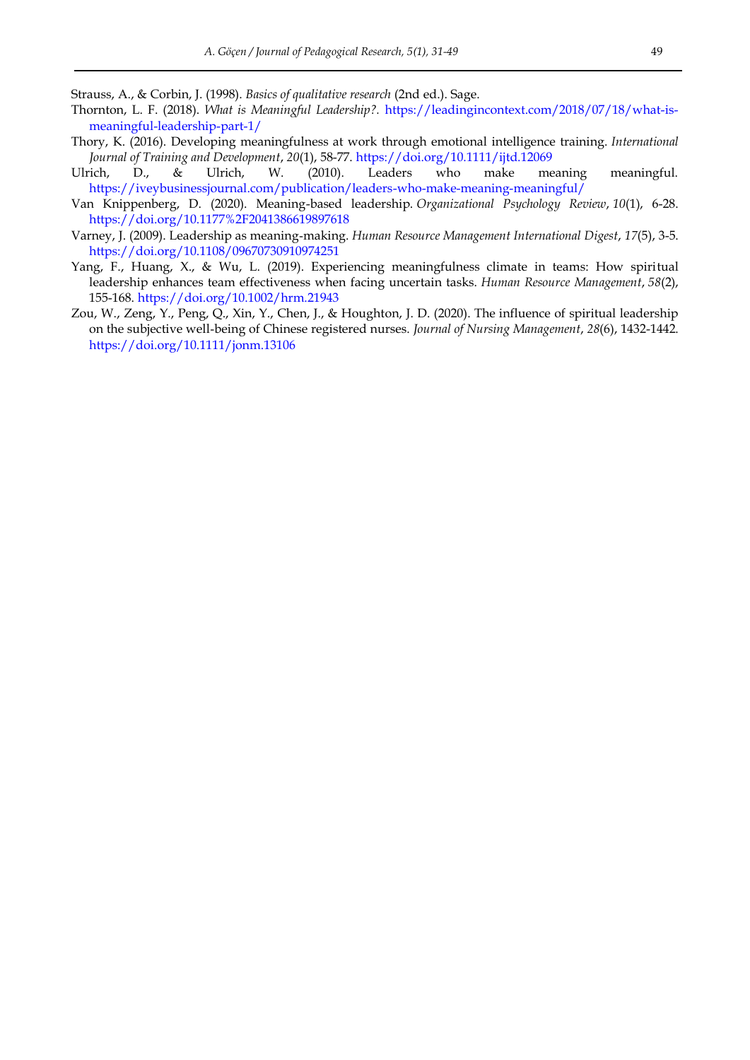Strauss, A., & Corbin, J. (1998). *Basics of qualitative research* (2nd ed.). Sage.

Thornton, L. F. (2018). *What is Meaningful Leadership?*. https://leadingincontext.com/2018/07/18/what-is-meaningful-leadership-part-1/

Thory, K. (2016). Developing meaningfulness at work through emotional intelligence training. *International Journal of Training and Development*, *20*(1), 58-77. https://doi.org/10.1111/ijtd.12069

Ulrich, D., & Ulrich, W. (2010). Leaders who make meaning meaningful. https://iveybusinessjournal.com/publication/leaders-who-make-meaning-meaningful/

Van Knippenberg, D. (2020). Meaning-based leadership. *Organizational Psychology Review*, *10*(1), 6-28. https://doi.org/10.1177%2F2041386619897618

Varney, J. (2009). Leadership as meaning-making. *Human Resource Management International Digest*, *17*(5), 3-5. https://doi.org/10.1108/09670730910974251

Yang, F., Huang, X., & Wu, L. (2019). Experiencing meaningfulness climate in teams: How spiritual leadership enhances team effectiveness when facing uncertain tasks. *Human Resource Management*, *58*(2), 155-168. https://doi.org/10.1002/hrm.21943

Zou, W., Zeng, Y., Peng, Q., Xin, Y., Chen, J., & Houghton, J. D. (2020). The influence of spiritual leadership on the subjective well-being of Chinese registered nurses. *Journal of Nursing Management*, *28*(6), 1432-1442. https://doi.org/10.1111/jonm.13106